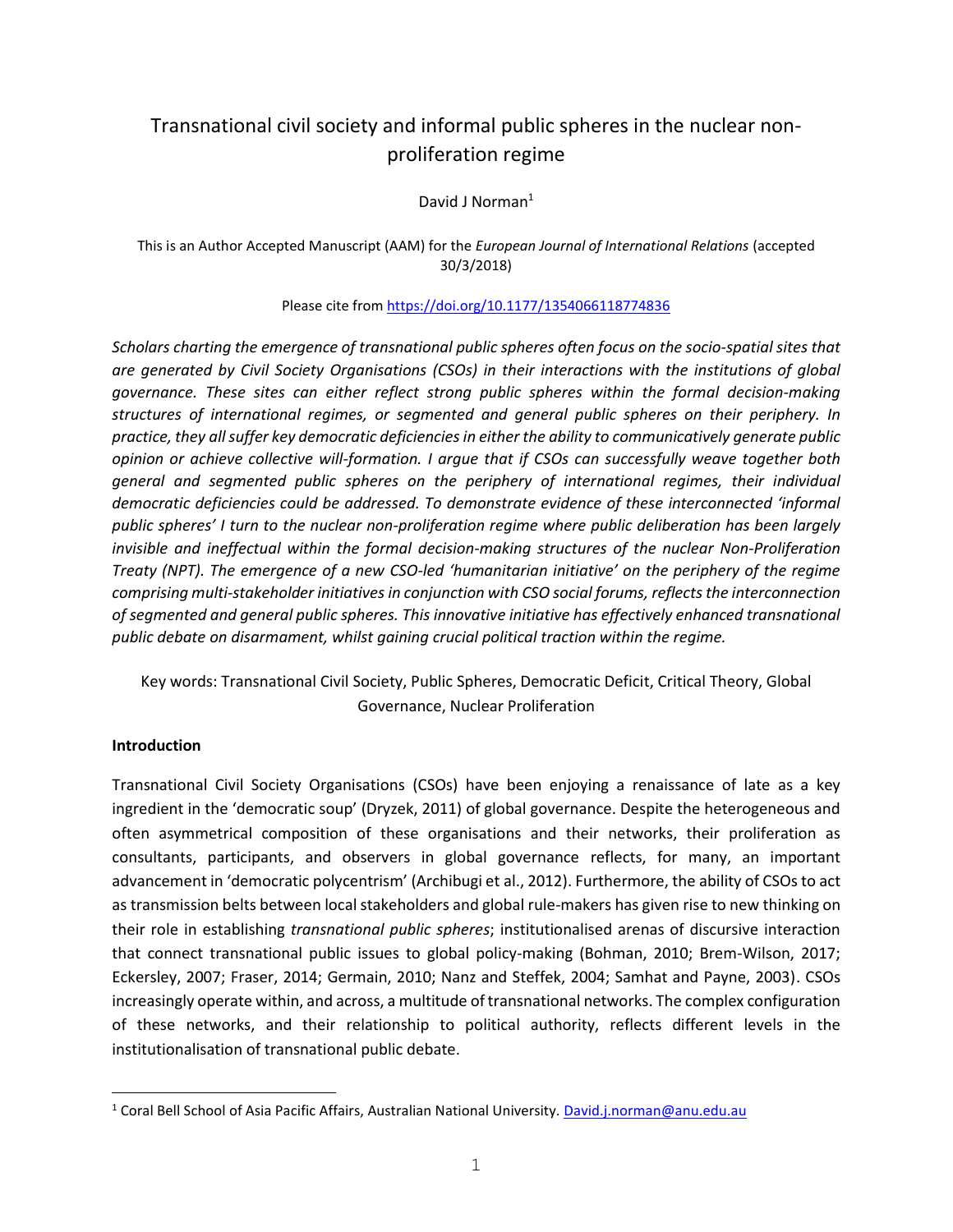# Transnational civil society and informal public spheres in the nuclear non-proliferation regime

David J Norman[1]

This is an Author Accepted Manuscript (AAM) for the *European Journal of International Relations* (accepted 30/3/2018)

Please cite from https://doi.org/10.1177/1354066118774836

*Scholars charting the emergence of transnational public spheres often focus on the socio-spatial sites that are generated by Civil Society Organisations (CSOs) in their interactions with the institutions of global governance. These sites can either reflect strong public spheres within the formal decision-making structures of international regimes, or segmented and general public spheres on their periphery. In practice, they all suffer key democratic deficiencies in either the ability to communicatively generate public opinion or achieve collective will-formation. I argue that if CSOs can successfully weave together both general and segmented public spheres on the periphery of international regimes, their individual democratic deficiencies could be addressed. To demonstrate evidence of these interconnected 'informal public spheres' I turn to the nuclear non-proliferation regime where public deliberation has been largely invisible and ineffectual within the formal decision-making structures of the nuclear Non-Proliferation Treaty (NPT). The emergence of a new CSO-led 'humanitarian initiative' on the periphery of the regime comprising multi-stakeholder initiatives in conjunction with CSO social forums, reflects the interconnection of segmented and general public spheres. This innovative initiative has effectively enhanced transnational public debate on disarmament, whilst gaining crucial political traction within the regime.*

Key words: Transnational Civil Society, Public Spheres, Democratic Deficit, Critical Theory, Global Governance, Nuclear Proliferation

**Introduction**

Transnational Civil Society Organisations (CSOs) have been enjoying a renaissance of late as a key ingredient in the 'democratic soup' (Dryzek, 2011) of global governance. Despite the heterogeneous and often asymmetrical composition of these organisations and their networks, their proliferation as consultants, participants, and observers in global governance reflects, for many, an important advancement in 'democratic polycentrism' (Archibugi et al., 2012). Furthermore, the ability of CSOs to act as transmission belts between local stakeholders and global rule-makers has given rise to new thinking on their role in establishing *transnational public spheres*; institutionalised arenas of discursive interaction that connect transnational public issues to global policy-making (Bohman, 2010; Brem-Wilson, 2017; Eckersley, 2007; Fraser, 2014; Germain, 2010; Nanz and Steffek, 2004; Samhat and Payne, 2003). CSOs increasingly operate within, and across, a multitude of transnational networks. The complex configuration of these networks, and their relationship to political authority, reflects different levels in the institutionalisation of transnational public debate.

[1] Coral Bell School of Asia Pacific Affairs, Australian National University. David.j.norman@anu.edu.au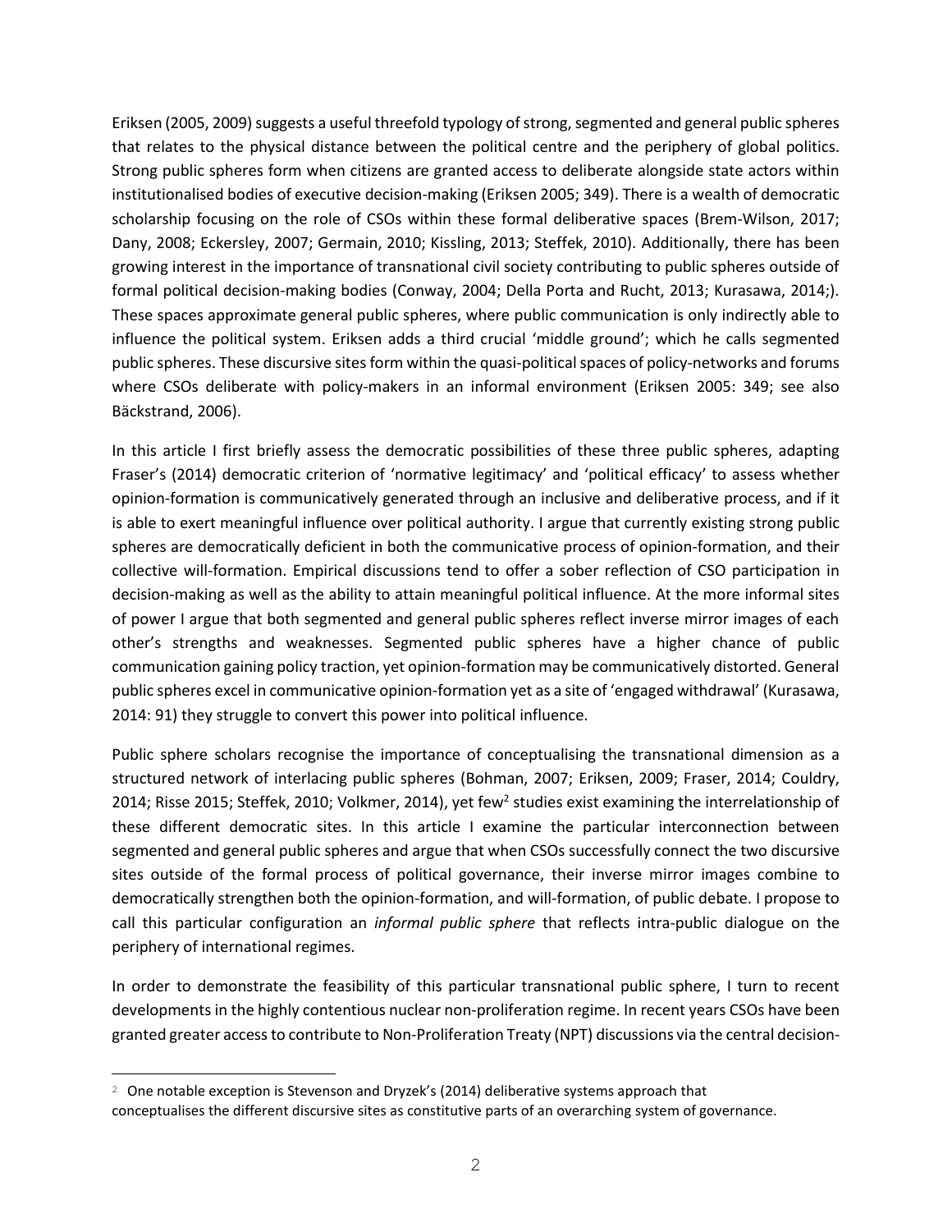Eriksen (2005, 2009) suggests a useful threefold typology of strong, segmented and general public spheres that relates to the physical distance between the political centre and the periphery of global politics. Strong public spheres form when citizens are granted access to deliberate alongside state actors within institutionalised bodies of executive decision-making (Eriksen 2005; 349). There is a wealth of democratic scholarship focusing on the role of CSOs within these formal deliberative spaces (Brem-Wilson, 2017; Dany, 2008; Eckersley, 2007; Germain, 2010; Kissling, 2013; Steffek, 2010). Additionally, there has been growing interest in the importance of transnational civil society contributing to public spheres outside of formal political decision-making bodies (Conway, 2004; Della Porta and Rucht, 2013; Kurasawa, 2014;). These spaces approximate general public spheres, where public communication is only indirectly able to influence the political system. Eriksen adds a third crucial 'middle ground'; which he calls segmented public spheres. These discursive sites form within the quasi-political spaces of policy-networks and forums where CSOs deliberate with policy-makers in an informal environment (Eriksen 2005: 349; see also Bäckstrand, 2006).

In this article I first briefly assess the democratic possibilities of these three public spheres, adapting Fraser's (2014) democratic criterion of 'normative legitimacy' and 'political efficacy' to assess whether opinion-formation is communicatively generated through an inclusive and deliberative process, and if it is able to exert meaningful influence over political authority. I argue that currently existing strong public spheres are democratically deficient in both the communicative process of opinion-formation, and their collective will-formation. Empirical discussions tend to offer a sober reflection of CSO participation in decision-making as well as the ability to attain meaningful political influence. At the more informal sites of power I argue that both segmented and general public spheres reflect inverse mirror images of each other's strengths and weaknesses. Segmented public spheres have a higher chance of public communication gaining policy traction, yet opinion-formation may be communicatively distorted. General public spheres excel in communicative opinion-formation yet as a site of 'engaged withdrawal' (Kurasawa, 2014: 91) they struggle to convert this power into political influence.

Public sphere scholars recognise the importance of conceptualising the transnational dimension as a structured network of interlacing public spheres (Bohman, 2007; Eriksen, 2009; Fraser, 2014; Couldry, 2014; Risse 2015; Steffek, 2010; Volkmer, 2014), yet few[2] studies exist examining the interrelationship of these different democratic sites. In this article I examine the particular interconnection between segmented and general public spheres and argue that when CSOs successfully connect the two discursive sites outside of the formal process of political governance, their inverse mirror images combine to democratically strengthen both the opinion-formation, and will-formation, of public debate. I propose to call this particular configuration an *informal public sphere* that reflects intra-public dialogue on the periphery of international regimes.

In order to demonstrate the feasibility of this particular transnational public sphere, I turn to recent developments in the highly contentious nuclear non-proliferation regime. In recent years CSOs have been granted greater access to contribute to Non-Proliferation Treaty (NPT) discussions via the central decision-

[2] One notable exception is Stevenson and Dryzek's (2014) deliberative systems approach that conceptualises the different discursive sites as constitutive parts of an overarching system of governance.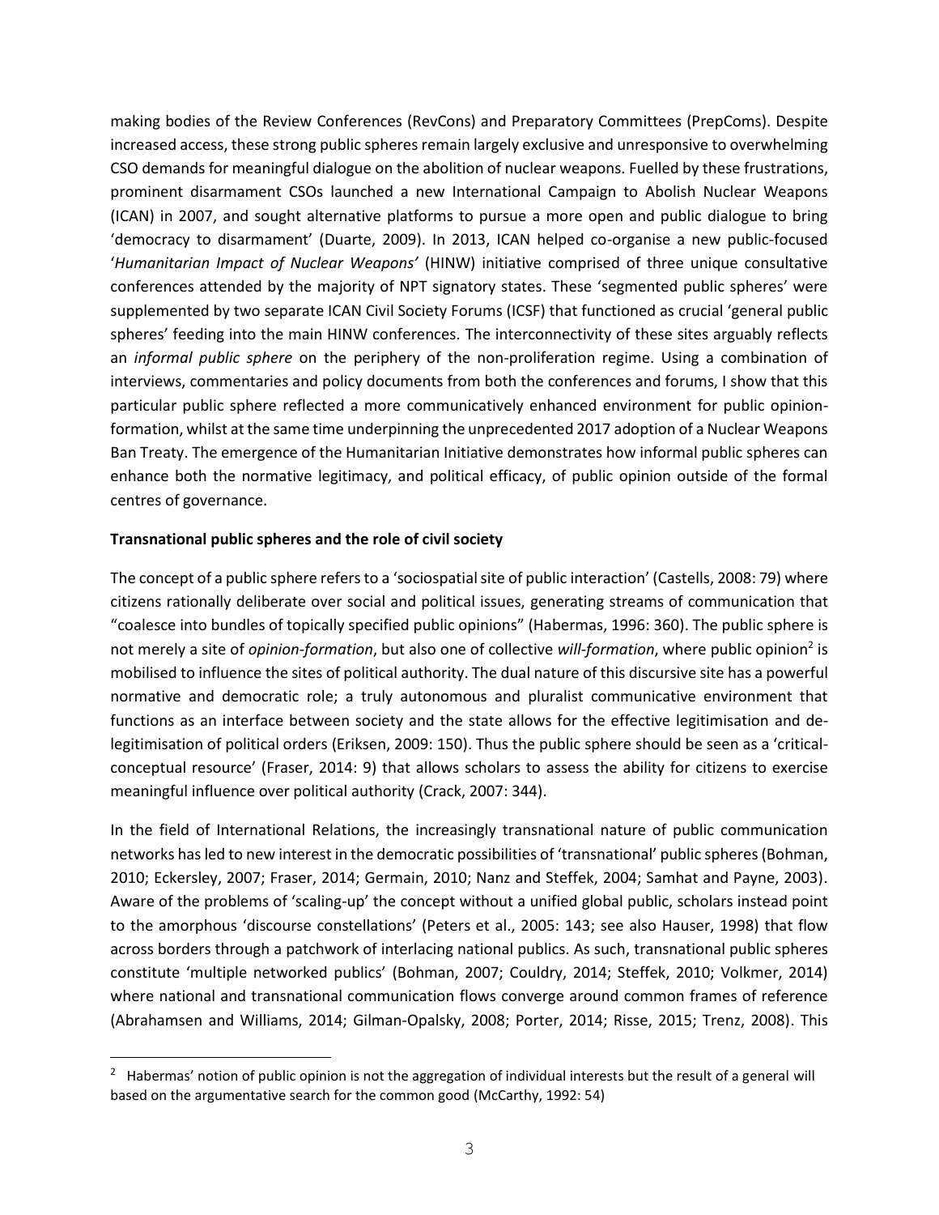making bodies of the Review Conferences (RevCons) and Preparatory Committees (PrepComs). Despite increased access, these strong public spheres remain largely exclusive and unresponsive to overwhelming CSO demands for meaningful dialogue on the abolition of nuclear weapons. Fuelled by these frustrations, prominent disarmament CSOs launched a new International Campaign to Abolish Nuclear Weapons (ICAN) in 2007, and sought alternative platforms to pursue a more open and public dialogue to bring 'democracy to disarmament' (Duarte, 2009). In 2013, ICAN helped co-organise a new public-focused '*Humanitarian Impact of Nuclear Weapons'* (HINW) initiative comprised of three unique consultative conferences attended by the majority of NPT signatory states. These 'segmented public spheres' were supplemented by two separate ICAN Civil Society Forums (ICSF) that functioned as crucial 'general public spheres' feeding into the main HINW conferences. The interconnectivity of these sites arguably reflects an *informal public sphere* on the periphery of the non-proliferation regime. Using a combination of interviews, commentaries and policy documents from both the conferences and forums, I show that this particular public sphere reflected a more communicatively enhanced environment for public opinion-formation, whilst at the same time underpinning the unprecedented 2017 adoption of a Nuclear Weapons Ban Treaty. The emergence of the Humanitarian Initiative demonstrates how informal public spheres can enhance both the normative legitimacy, and political efficacy, of public opinion outside of the formal centres of governance.

**Transnational public spheres and the role of civil society**

The concept of a public sphere refers to a 'sociospatial site of public interaction' (Castells, 2008: 79) where citizens rationally deliberate over social and political issues, generating streams of communication that "coalesce into bundles of topically specified public opinions" (Habermas, 1996: 360). The public sphere is not merely a site of *opinion-formation*, but also one of collective *will-formation*, where public opinion[2] is mobilised to influence the sites of political authority. The dual nature of this discursive site has a powerful normative and democratic role; a truly autonomous and pluralist communicative environment that functions as an interface between society and the state allows for the effective legitimisation and de-legitimisation of political orders (Eriksen, 2009: 150). Thus the public sphere should be seen as a 'critical-conceptual resource' (Fraser, 2014: 9) that allows scholars to assess the ability for citizens to exercise meaningful influence over political authority (Crack, 2007: 344).

In the field of International Relations, the increasingly transnational nature of public communication networks has led to new interest in the democratic possibilities of 'transnational' public spheres (Bohman, 2010; Eckersley, 2007; Fraser, 2014; Germain, 2010; Nanz and Steffek, 2004; Samhat and Payne, 2003). Aware of the problems of 'scaling-up' the concept without a unified global public, scholars instead point to the amorphous 'discourse constellations' (Peters et al., 2005: 143; see also Hauser, 1998) that flow across borders through a patchwork of interlacing national publics. As such, transnational public spheres constitute 'multiple networked publics' (Bohman, 2007; Couldry, 2014; Steffek, 2010; Volkmer, 2014) where national and transnational communication flows converge around common frames of reference (Abrahamsen and Williams, 2014; Gilman-Opalsky, 2008; Porter, 2014; Risse, 2015; Trenz, 2008). This

[2] Habermas' notion of public opinion is not the aggregation of individual interests but the result of a general will based on the argumentative search for the common good (McCarthy, 1992: 54)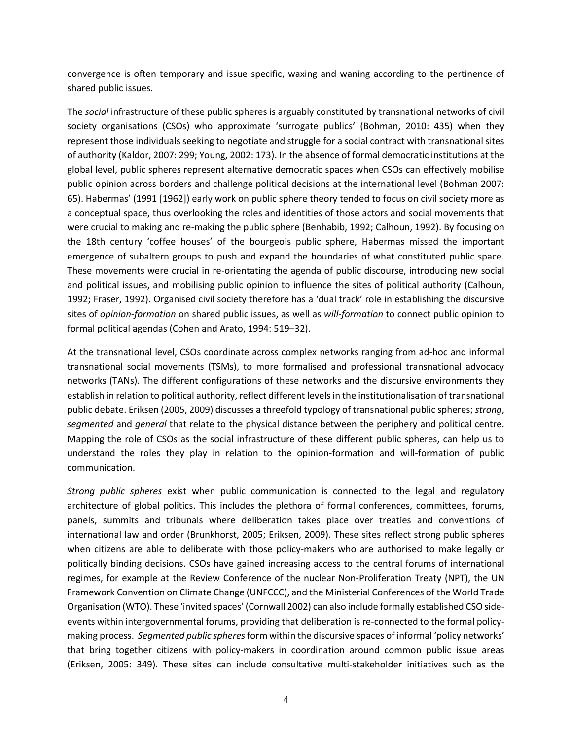convergence is often temporary and issue specific, waxing and waning according to the pertinence of shared public issues.

The *social* infrastructure of these public spheres is arguably constituted by transnational networks of civil society organisations (CSOs) who approximate 'surrogate publics' (Bohman, 2010: 435) when they represent those individuals seeking to negotiate and struggle for a social contract with transnational sites of authority (Kaldor, 2007: 299; Young, 2002: 173). In the absence of formal democratic institutions at the global level, public spheres represent alternative democratic spaces when CSOs can effectively mobilise public opinion across borders and challenge political decisions at the international level (Bohman 2007: 65). Habermas' (1991 [1962]) early work on public sphere theory tended to focus on civil society more as a conceptual space, thus overlooking the roles and identities of those actors and social movements that were crucial to making and re-making the public sphere (Benhabib, 1992; Calhoun, 1992). By focusing on the 18th century 'coffee houses' of the bourgeois public sphere, Habermas missed the important emergence of subaltern groups to push and expand the boundaries of what constituted public space. These movements were crucial in re-orientating the agenda of public discourse, introducing new social and political issues, and mobilising public opinion to influence the sites of political authority (Calhoun, 1992; Fraser, 1992). Organised civil society therefore has a 'dual track' role in establishing the discursive sites of *opinion-formation* on shared public issues, as well as *will-formation* to connect public opinion to formal political agendas (Cohen and Arato, 1994: 519–32).

At the transnational level, CSOs coordinate across complex networks ranging from ad-hoc and informal transnational social movements (TSMs), to more formalised and professional transnational advocacy networks (TANs). The different configurations of these networks and the discursive environments they establish in relation to political authority, reflect different levels in the institutionalisation of transnational public debate. Eriksen (2005, 2009) discusses a threefold typology of transnational public spheres; *strong*, *segmented* and *general* that relate to the physical distance between the periphery and political centre. Mapping the role of CSOs as the social infrastructure of these different public spheres, can help us to understand the roles they play in relation to the opinion-formation and will-formation of public communication.

*Strong public spheres* exist when public communication is connected to the legal and regulatory architecture of global politics. This includes the plethora of formal conferences, committees, forums, panels, summits and tribunals where deliberation takes place over treaties and conventions of international law and order (Brunkhorst, 2005; Eriksen, 2009). These sites reflect strong public spheres when citizens are able to deliberate with those policy-makers who are authorised to make legally or politically binding decisions. CSOs have gained increasing access to the central forums of international regimes, for example at the Review Conference of the nuclear Non-Proliferation Treaty (NPT), the UN Framework Convention on Climate Change (UNFCCC), and the Ministerial Conferences of the World Trade Organisation (WTO). These 'invited spaces' (Cornwall 2002) can also include formally established CSO side-events within intergovernmental forums, providing that deliberation is re-connected to the formal policy-making process. *Segmented public spheres* form within the discursive spaces of informal 'policy networks' that bring together citizens with policy-makers in coordination around common public issue areas (Eriksen, 2005: 349). These sites can include consultative multi-stakeholder initiatives such as the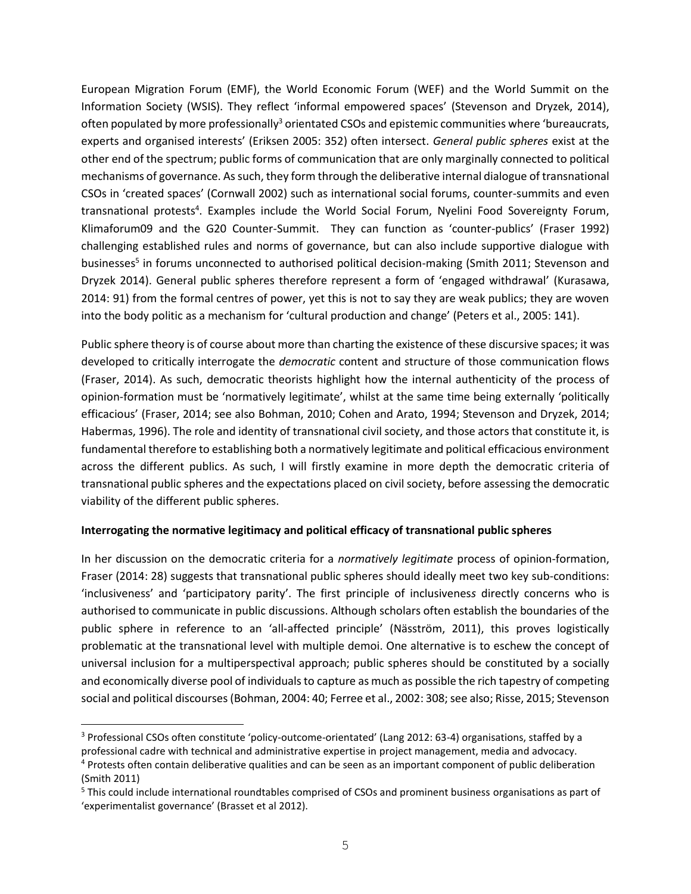European Migration Forum (EMF), the World Economic Forum (WEF) and the World Summit on the Information Society (WSIS). They reflect 'informal empowered spaces' (Stevenson and Dryzek, 2014), often populated by more professionally[3] orientated CSOs and epistemic communities where 'bureaucrats, experts and organised interests' (Eriksen 2005: 352) often intersect. *General public spheres* exist at the other end of the spectrum; public forms of communication that are only marginally connected to political mechanisms of governance. As such, they form through the deliberative internal dialogue of transnational CSOs in 'created spaces' (Cornwall 2002) such as international social forums, counter-summits and even transnational protests[4]. Examples include the World Social Forum, Nyelini Food Sovereignty Forum, Klimaforum09 and the G20 Counter-Summit. They can function as 'counter-publics' (Fraser 1992) challenging established rules and norms of governance, but can also include supportive dialogue with businesses[5] in forums unconnected to authorised political decision-making (Smith 2011; Stevenson and Dryzek 2014). General public spheres therefore represent a form of 'engaged withdrawal' (Kurasawa, 2014: 91) from the formal centres of power, yet this is not to say they are weak publics; they are woven into the body politic as a mechanism for 'cultural production and change' (Peters et al., 2005: 141).

Public sphere theory is of course about more than charting the existence of these discursive spaces; it was developed to critically interrogate the *democratic* content and structure of those communication flows (Fraser, 2014). As such, democratic theorists highlight how the internal authenticity of the process of opinion-formation must be 'normatively legitimate', whilst at the same time being externally 'politically efficacious' (Fraser, 2014; see also Bohman, 2010; Cohen and Arato, 1994; Stevenson and Dryzek, 2014; Habermas, 1996). The role and identity of transnational civil society, and those actors that constitute it, is fundamental therefore to establishing both a normatively legitimate and political efficacious environment across the different publics. As such, I will firstly examine in more depth the democratic criteria of transnational public spheres and the expectations placed on civil society, before assessing the democratic viability of the different public spheres.

**Interrogating the normative legitimacy and political efficacy of transnational public spheres**

In her discussion on the democratic criteria for a *normatively legitimate* process of opinion-formation, Fraser (2014: 28) suggests that transnational public spheres should ideally meet two key sub-conditions: 'inclusiveness' and 'participatory parity'. The first principle of inclusiveness directly concerns who is authorised to communicate in public discussions. Although scholars often establish the boundaries of the public sphere in reference to an 'all-affected principle' (Näsström, 2011), this proves logistically problematic at the transnational level with multiple demoi. One alternative is to eschew the concept of universal inclusion for a multiperspectival approach; public spheres should be constituted by a socially and economically diverse pool of individuals to capture as much as possible the rich tapestry of competing social and political discourses (Bohman, 2004: 40; Ferree et al., 2002: 308; see also; Risse, 2015; Stevenson

[3] Professional CSOs often constitute 'policy-outcome-orientated' (Lang 2012: 63-4) organisations, staffed by a professional cadre with technical and administrative expertise in project management, media and advocacy.

[4] Protests often contain deliberative qualities and can be seen as an important component of public deliberation (Smith 2011)

[5] This could include international roundtables comprised of CSOs and prominent business organisations as part of 'experimentalist governance' (Brasset et al 2012).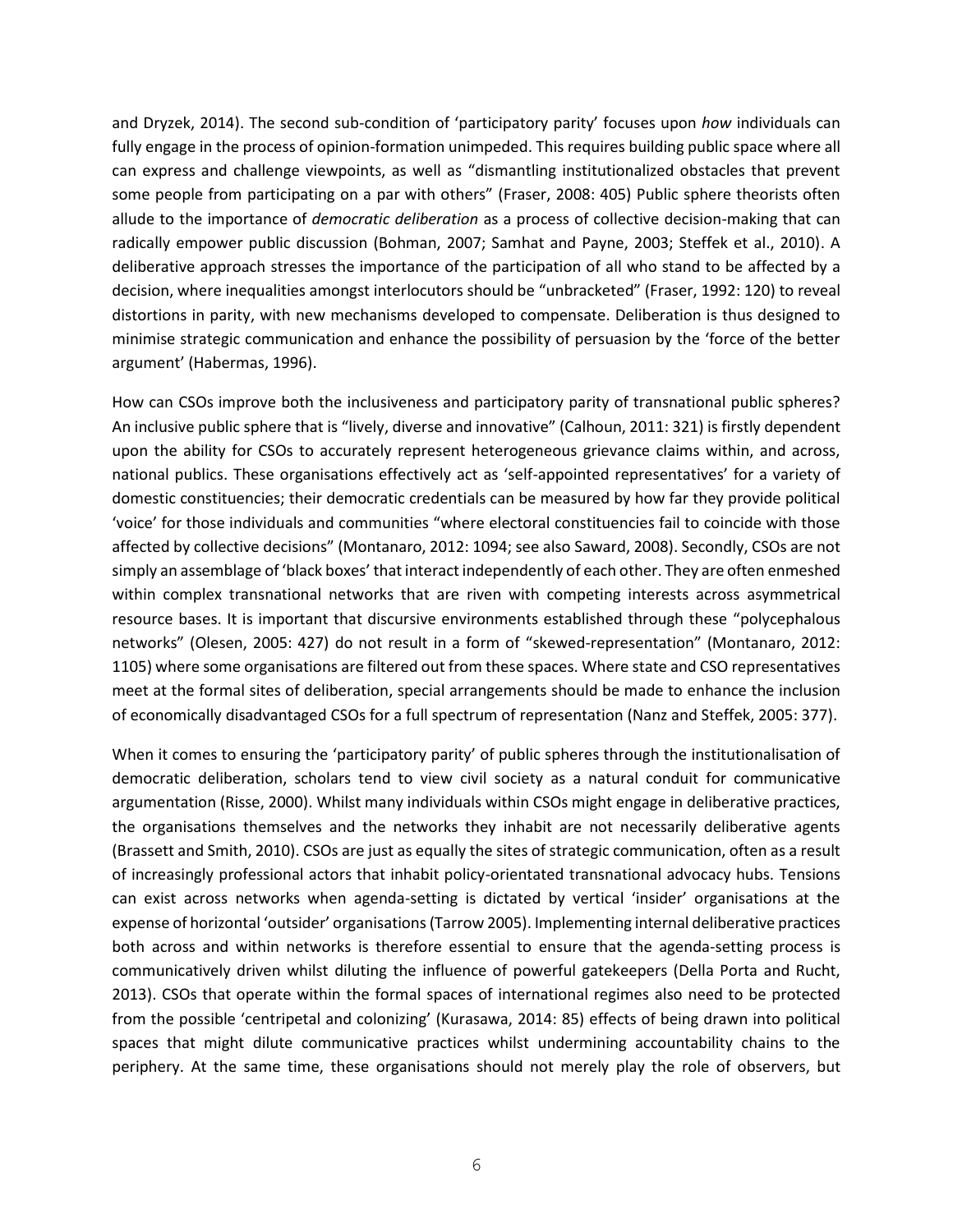and Dryzek, 2014). The second sub-condition of 'participatory parity' focuses upon *how* individuals can fully engage in the process of opinion-formation unimpeded. This requires building public space where all can express and challenge viewpoints, as well as "dismantling institutionalized obstacles that prevent some people from participating on a par with others" (Fraser, 2008: 405) Public sphere theorists often allude to the importance of *democratic deliberation* as a process of collective decision-making that can radically empower public discussion (Bohman, 2007; Samhat and Payne, 2003; Steffek et al., 2010). A deliberative approach stresses the importance of the participation of all who stand to be affected by a decision, where inequalities amongst interlocutors should be "unbracketed" (Fraser, 1992: 120) to reveal distortions in parity, with new mechanisms developed to compensate. Deliberation is thus designed to minimise strategic communication and enhance the possibility of persuasion by the 'force of the better argument' (Habermas, 1996).

How can CSOs improve both the inclusiveness and participatory parity of transnational public spheres? An inclusive public sphere that is "lively, diverse and innovative" (Calhoun, 2011: 321) is firstly dependent upon the ability for CSOs to accurately represent heterogeneous grievance claims within, and across, national publics. These organisations effectively act as 'self-appointed representatives' for a variety of domestic constituencies; their democratic credentials can be measured by how far they provide political 'voice' for those individuals and communities "where electoral constituencies fail to coincide with those affected by collective decisions" (Montanaro, 2012: 1094; see also Saward, 2008). Secondly, CSOs are not simply an assemblage of 'black boxes' that interact independently of each other. They are often enmeshed within complex transnational networks that are riven with competing interests across asymmetrical resource bases. It is important that discursive environments established through these "polycephalous networks" (Olesen, 2005: 427) do not result in a form of "skewed-representation" (Montanaro, 2012: 1105) where some organisations are filtered out from these spaces. Where state and CSO representatives meet at the formal sites of deliberation, special arrangements should be made to enhance the inclusion of economically disadvantaged CSOs for a full spectrum of representation (Nanz and Steffek, 2005: 377).

When it comes to ensuring the 'participatory parity' of public spheres through the institutionalisation of democratic deliberation, scholars tend to view civil society as a natural conduit for communicative argumentation (Risse, 2000). Whilst many individuals within CSOs might engage in deliberative practices, the organisations themselves and the networks they inhabit are not necessarily deliberative agents (Brassett and Smith, 2010). CSOs are just as equally the sites of strategic communication, often as a result of increasingly professional actors that inhabit policy-orientated transnational advocacy hubs. Tensions can exist across networks when agenda-setting is dictated by vertical 'insider' organisations at the expense of horizontal 'outsider' organisations (Tarrow 2005). Implementing internal deliberative practices both across and within networks is therefore essential to ensure that the agenda-setting process is communicatively driven whilst diluting the influence of powerful gatekeepers (Della Porta and Rucht, 2013). CSOs that operate within the formal spaces of international regimes also need to be protected from the possible 'centripetal and colonizing' (Kurasawa, 2014: 85) effects of being drawn into political spaces that might dilute communicative practices whilst undermining accountability chains to the periphery. At the same time, these organisations should not merely play the role of observers, but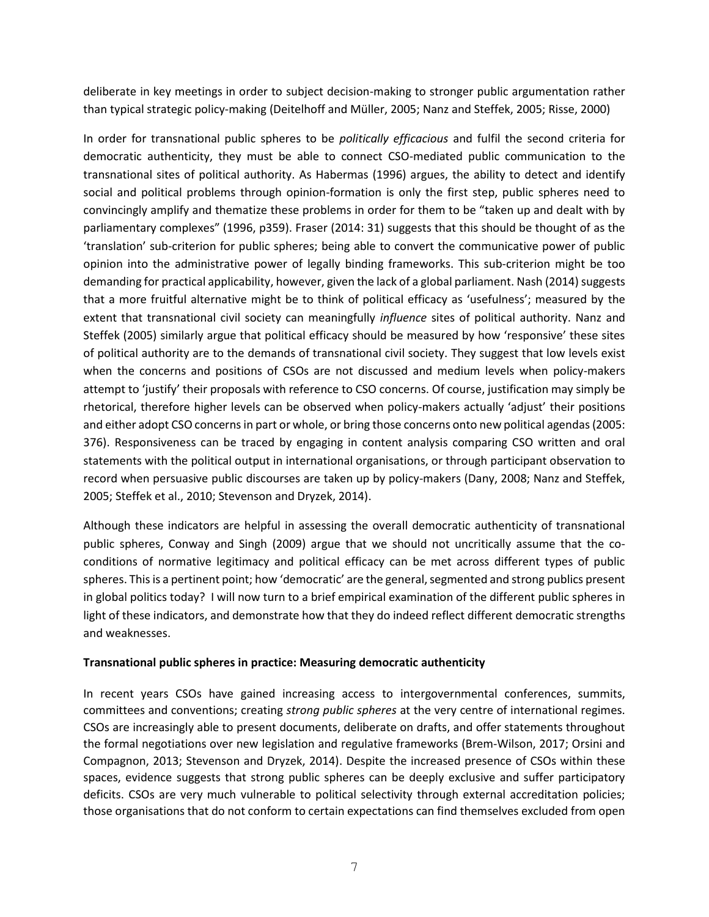deliberate in key meetings in order to subject decision-making to stronger public argumentation rather than typical strategic policy-making (Deitelhoff and Müller, 2005; Nanz and Steffek, 2005; Risse, 2000)

In order for transnational public spheres to be *politically efficacious* and fulfil the second criteria for democratic authenticity, they must be able to connect CSO-mediated public communication to the transnational sites of political authority. As Habermas (1996) argues, the ability to detect and identify social and political problems through opinion-formation is only the first step, public spheres need to convincingly amplify and thematize these problems in order for them to be "taken up and dealt with by parliamentary complexes" (1996, p359). Fraser (2014: 31) suggests that this should be thought of as the 'translation' sub-criterion for public spheres; being able to convert the communicative power of public opinion into the administrative power of legally binding frameworks. This sub-criterion might be too demanding for practical applicability, however, given the lack of a global parliament. Nash (2014) suggests that a more fruitful alternative might be to think of political efficacy as 'usefulness'; measured by the extent that transnational civil society can meaningfully *influence* sites of political authority. Nanz and Steffek (2005) similarly argue that political efficacy should be measured by how 'responsive' these sites of political authority are to the demands of transnational civil society. They suggest that low levels exist when the concerns and positions of CSOs are not discussed and medium levels when policy-makers attempt to 'justify' their proposals with reference to CSO concerns. Of course, justification may simply be rhetorical, therefore higher levels can be observed when policy-makers actually 'adjust' their positions and either adopt CSO concerns in part or whole, or bring those concerns onto new political agendas (2005: 376). Responsiveness can be traced by engaging in content analysis comparing CSO written and oral statements with the political output in international organisations, or through participant observation to record when persuasive public discourses are taken up by policy-makers (Dany, 2008; Nanz and Steffek, 2005; Steffek et al., 2010; Stevenson and Dryzek, 2014).

Although these indicators are helpful in assessing the overall democratic authenticity of transnational public spheres, Conway and Singh (2009) argue that we should not uncritically assume that the co-conditions of normative legitimacy and political efficacy can be met across different types of public spheres. This is a pertinent point; how 'democratic' are the general, segmented and strong publics present in global politics today? I will now turn to a brief empirical examination of the different public spheres in light of these indicators, and demonstrate how that they do indeed reflect different democratic strengths and weaknesses.

**Transnational public spheres in practice: Measuring democratic authenticity**

In recent years CSOs have gained increasing access to intergovernmental conferences, summits, committees and conventions; creating *strong public spheres* at the very centre of international regimes. CSOs are increasingly able to present documents, deliberate on drafts, and offer statements throughout the formal negotiations over new legislation and regulative frameworks (Brem-Wilson, 2017; Orsini and Compagnon, 2013; Stevenson and Dryzek, 2014). Despite the increased presence of CSOs within these spaces, evidence suggests that strong public spheres can be deeply exclusive and suffer participatory deficits. CSOs are very much vulnerable to political selectivity through external accreditation policies; those organisations that do not conform to certain expectations can find themselves excluded from open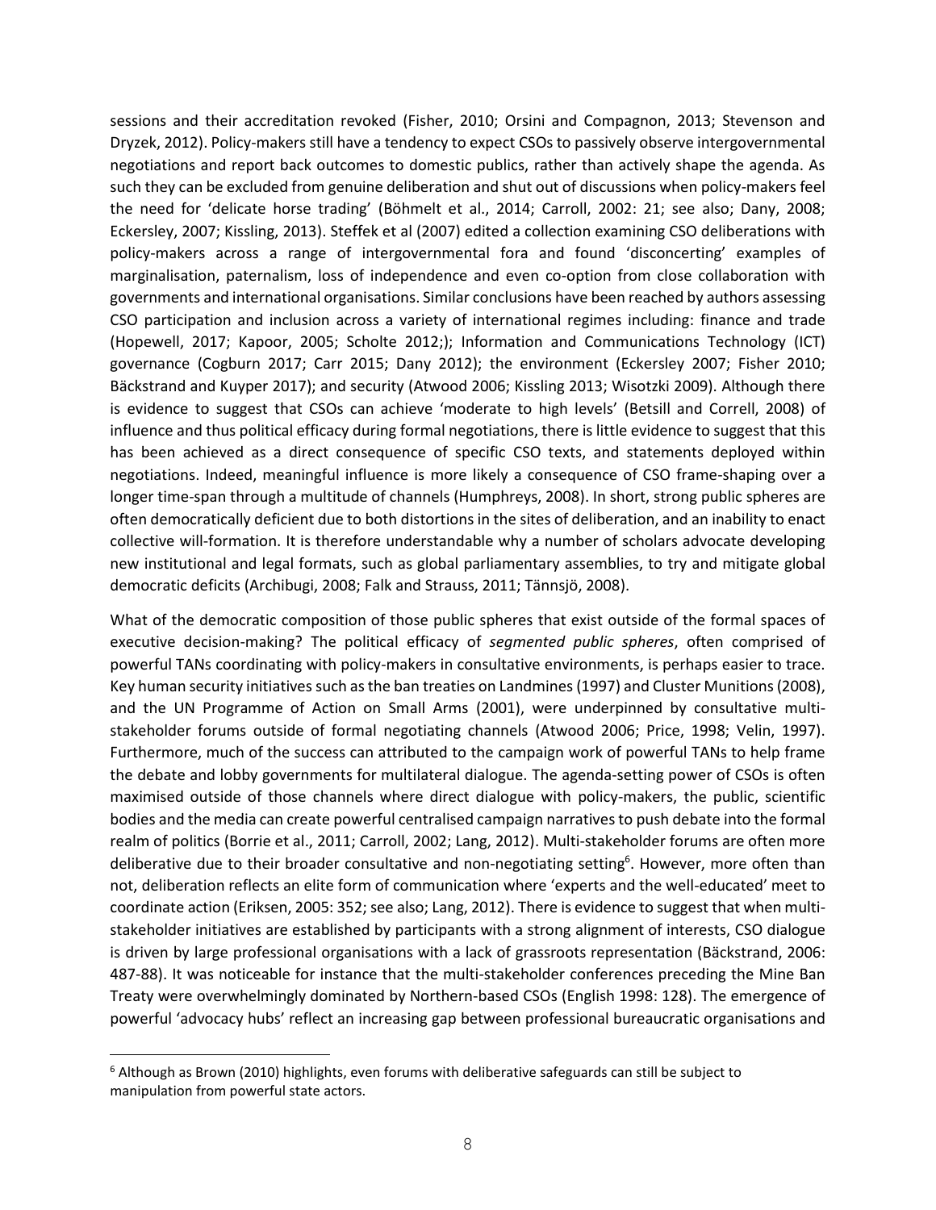sessions and their accreditation revoked (Fisher, 2010; Orsini and Compagnon, 2013; Stevenson and Dryzek, 2012). Policy-makers still have a tendency to expect CSOs to passively observe intergovernmental negotiations and report back outcomes to domestic publics, rather than actively shape the agenda. As such they can be excluded from genuine deliberation and shut out of discussions when policy-makers feel the need for 'delicate horse trading' (Böhmelt et al., 2014; Carroll, 2002: 21; see also; Dany, 2008; Eckersley, 2007; Kissling, 2013). Steffek et al (2007) edited a collection examining CSO deliberations with policy-makers across a range of intergovernmental fora and found 'disconcerting' examples of marginalisation, paternalism, loss of independence and even co-option from close collaboration with governments and international organisations. Similar conclusions have been reached by authors assessing CSO participation and inclusion across a variety of international regimes including: finance and trade (Hopewell, 2017; Kapoor, 2005; Scholte 2012;); Information and Communications Technology (ICT) governance (Cogburn 2017; Carr 2015; Dany 2012); the environment (Eckersley 2007; Fisher 2010; Bäckstrand and Kuyper 2017); and security (Atwood 2006; Kissling 2013; Wisotzki 2009). Although there is evidence to suggest that CSOs can achieve 'moderate to high levels' (Betsill and Correll, 2008) of influence and thus political efficacy during formal negotiations, there is little evidence to suggest that this has been achieved as a direct consequence of specific CSO texts, and statements deployed within negotiations. Indeed, meaningful influence is more likely a consequence of CSO frame-shaping over a longer time-span through a multitude of channels (Humphreys, 2008). In short, strong public spheres are often democratically deficient due to both distortions in the sites of deliberation, and an inability to enact collective will-formation. It is therefore understandable why a number of scholars advocate developing new institutional and legal formats, such as global parliamentary assemblies, to try and mitigate global democratic deficits (Archibugi, 2008; Falk and Strauss, 2011; Tännsjö, 2008).

What of the democratic composition of those public spheres that exist outside of the formal spaces of executive decision-making? The political efficacy of *segmented public spheres*, often comprised of powerful TANs coordinating with policy-makers in consultative environments, is perhaps easier to trace. Key human security initiatives such as the ban treaties on Landmines (1997) and Cluster Munitions (2008), and the UN Programme of Action on Small Arms (2001), were underpinned by consultative multi-stakeholder forums outside of formal negotiating channels (Atwood 2006; Price, 1998; Velin, 1997). Furthermore, much of the success can attributed to the campaign work of powerful TANs to help frame the debate and lobby governments for multilateral dialogue. The agenda-setting power of CSOs is often maximised outside of those channels where direct dialogue with policy-makers, the public, scientific bodies and the media can create powerful centralised campaign narratives to push debate into the formal realm of politics (Borrie et al., 2011; Carroll, 2002; Lang, 2012). Multi-stakeholder forums are often more deliberative due to their broader consultative and non-negotiating setting[6]. However, more often than not, deliberation reflects an elite form of communication where 'experts and the well-educated' meet to coordinate action (Eriksen, 2005: 352; see also; Lang, 2012). There is evidence to suggest that when multi-stakeholder initiatives are established by participants with a strong alignment of interests, CSO dialogue is driven by large professional organisations with a lack of grassroots representation (Bäckstrand, 2006: 487-88). It was noticeable for instance that the multi-stakeholder conferences preceding the Mine Ban Treaty were overwhelmingly dominated by Northern-based CSOs (English 1998: 128). The emergence of powerful 'advocacy hubs' reflect an increasing gap between professional bureaucratic organisations and

[6] Although as Brown (2010) highlights, even forums with deliberative safeguards can still be subject to manipulation from powerful state actors.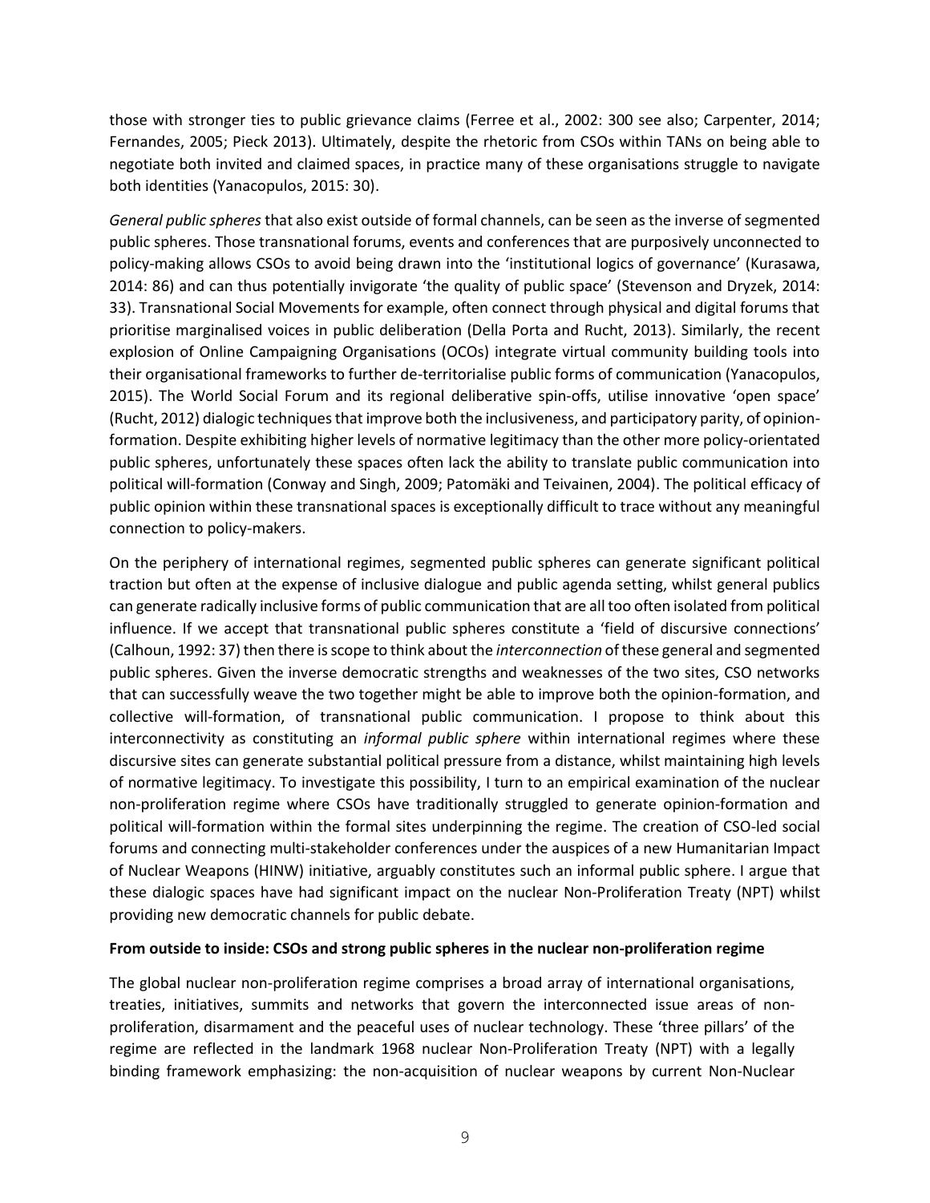those with stronger ties to public grievance claims (Ferree et al., 2002: 300 see also; Carpenter, 2014; Fernandes, 2005; Pieck 2013). Ultimately, despite the rhetoric from CSOs within TANs on being able to negotiate both invited and claimed spaces, in practice many of these organisations struggle to navigate both identities (Yanacopulos, 2015: 30).

*General public spheres* that also exist outside of formal channels, can be seen as the inverse of segmented public spheres. Those transnational forums, events and conferences that are purposively unconnected to policy-making allows CSOs to avoid being drawn into the 'institutional logics of governance' (Kurasawa, 2014: 86) and can thus potentially invigorate 'the quality of public space' (Stevenson and Dryzek, 2014: 33). Transnational Social Movements for example, often connect through physical and digital forums that prioritise marginalised voices in public deliberation (Della Porta and Rucht, 2013). Similarly, the recent explosion of Online Campaigning Organisations (OCOs) integrate virtual community building tools into their organisational frameworks to further de-territorialise public forms of communication (Yanacopulos, 2015). The World Social Forum and its regional deliberative spin-offs, utilise innovative 'open space' (Rucht, 2012) dialogic techniques that improve both the inclusiveness, and participatory parity, of opinion-formation. Despite exhibiting higher levels of normative legitimacy than the other more policy-orientated public spheres, unfortunately these spaces often lack the ability to translate public communication into political will-formation (Conway and Singh, 2009; Patomäki and Teivainen, 2004). The political efficacy of public opinion within these transnational spaces is exceptionally difficult to trace without any meaningful connection to policy-makers.

On the periphery of international regimes, segmented public spheres can generate significant political traction but often at the expense of inclusive dialogue and public agenda setting, whilst general publics can generate radically inclusive forms of public communication that are all too often isolated from political influence. If we accept that transnational public spheres constitute a 'field of discursive connections' (Calhoun, 1992: 37) then there is scope to think about the *interconnection* of these general and segmented public spheres. Given the inverse democratic strengths and weaknesses of the two sites, CSO networks that can successfully weave the two together might be able to improve both the opinion-formation, and collective will-formation, of transnational public communication. I propose to think about this interconnectivity as constituting an *informal public sphere* within international regimes where these discursive sites can generate substantial political pressure from a distance, whilst maintaining high levels of normative legitimacy. To investigate this possibility, I turn to an empirical examination of the nuclear non-proliferation regime where CSOs have traditionally struggled to generate opinion-formation and political will-formation within the formal sites underpinning the regime. The creation of CSO-led social forums and connecting multi-stakeholder conferences under the auspices of a new Humanitarian Impact of Nuclear Weapons (HINW) initiative, arguably constitutes such an informal public sphere. I argue that these dialogic spaces have had significant impact on the nuclear Non-Proliferation Treaty (NPT) whilst providing new democratic channels for public debate.

**From outside to inside: CSOs and strong public spheres in the nuclear non-proliferation regime**

The global nuclear non-proliferation regime comprises a broad array of international organisations, treaties, initiatives, summits and networks that govern the interconnected issue areas of non-proliferation, disarmament and the peaceful uses of nuclear technology. These 'three pillars' of the regime are reflected in the landmark 1968 nuclear Non-Proliferation Treaty (NPT) with a legally binding framework emphasizing: the non-acquisition of nuclear weapons by current Non-Nuclear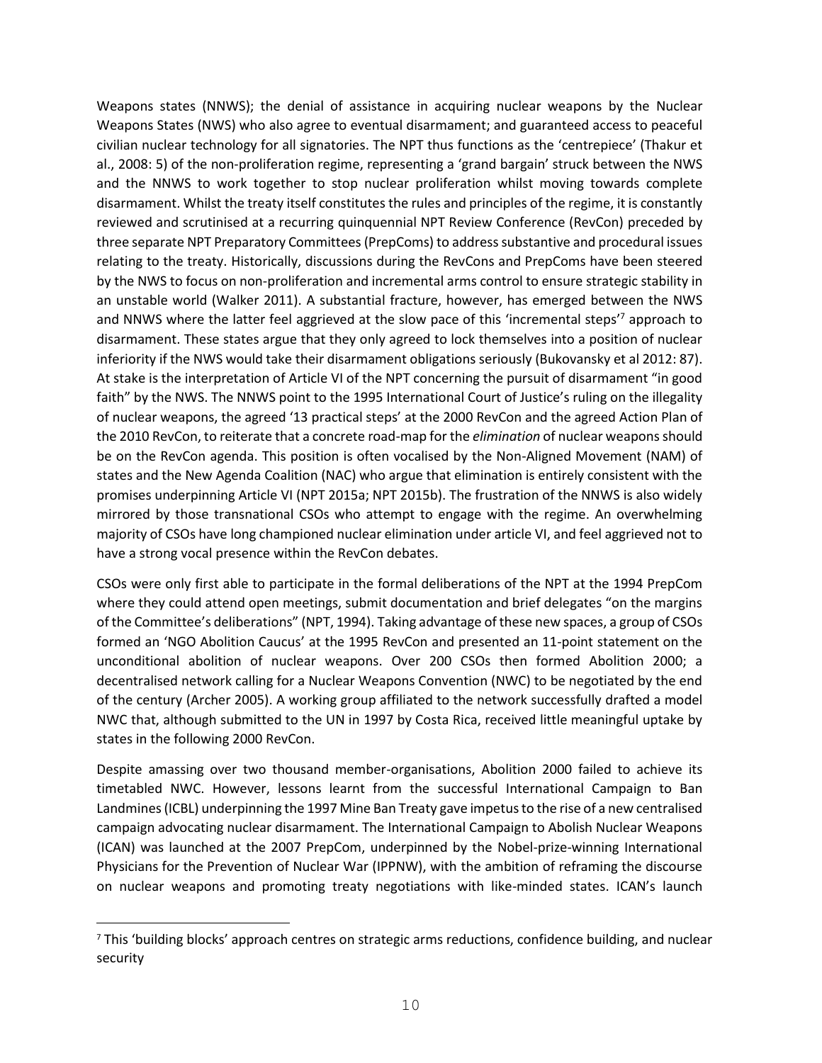Weapons states (NNWS); the denial of assistance in acquiring nuclear weapons by the Nuclear Weapons States (NWS) who also agree to eventual disarmament; and guaranteed access to peaceful civilian nuclear technology for all signatories. The NPT thus functions as the 'centrepiece' (Thakur et al., 2008: 5) of the non-proliferation regime, representing a 'grand bargain' struck between the NWS and the NNWS to work together to stop nuclear proliferation whilst moving towards complete disarmament. Whilst the treaty itself constitutes the rules and principles of the regime, it is constantly reviewed and scrutinised at a recurring quinquennial NPT Review Conference (RevCon) preceded by three separate NPT Preparatory Committees (PrepComs) to address substantive and procedural issues relating to the treaty. Historically, discussions during the RevCons and PrepComs have been steered by the NWS to focus on non-proliferation and incremental arms control to ensure strategic stability in an unstable world (Walker 2011). A substantial fracture, however, has emerged between the NWS and NNWS where the latter feel aggrieved at the slow pace of this 'incremental steps'[7] approach to disarmament. These states argue that they only agreed to lock themselves into a position of nuclear inferiority if the NWS would take their disarmament obligations seriously (Bukovansky et al 2012: 87). At stake is the interpretation of Article VI of the NPT concerning the pursuit of disarmament "in good faith" by the NWS. The NNWS point to the 1995 International Court of Justice's ruling on the illegality of nuclear weapons, the agreed '13 practical steps' at the 2000 RevCon and the agreed Action Plan of the 2010 RevCon, to reiterate that a concrete road-map for the *elimination* of nuclear weapons should be on the RevCon agenda. This position is often vocalised by the Non-Aligned Movement (NAM) of states and the New Agenda Coalition (NAC) who argue that elimination is entirely consistent with the promises underpinning Article VI (NPT 2015a; NPT 2015b). The frustration of the NNWS is also widely mirrored by those transnational CSOs who attempt to engage with the regime. An overwhelming majority of CSOs have long championed nuclear elimination under article VI, and feel aggrieved not to have a strong vocal presence within the RevCon debates.

CSOs were only first able to participate in the formal deliberations of the NPT at the 1994 PrepCom where they could attend open meetings, submit documentation and brief delegates "on the margins of the Committee's deliberations" (NPT, 1994). Taking advantage of these new spaces, a group of CSOs formed an 'NGO Abolition Caucus' at the 1995 RevCon and presented an 11-point statement on the unconditional abolition of nuclear weapons. Over 200 CSOs then formed Abolition 2000; a decentralised network calling for a Nuclear Weapons Convention (NWC) to be negotiated by the end of the century (Archer 2005). A working group affiliated to the network successfully drafted a model NWC that, although submitted to the UN in 1997 by Costa Rica, received little meaningful uptake by states in the following 2000 RevCon.

Despite amassing over two thousand member-organisations, Abolition 2000 failed to achieve its timetabled NWC. However, lessons learnt from the successful International Campaign to Ban Landmines (ICBL) underpinning the 1997 Mine Ban Treaty gave impetus to the rise of a new centralised campaign advocating nuclear disarmament. The International Campaign to Abolish Nuclear Weapons (ICAN) was launched at the 2007 PrepCom, underpinned by the Nobel-prize-winning International Physicians for the Prevention of Nuclear War (IPPNW), with the ambition of reframing the discourse on nuclear weapons and promoting treaty negotiations with like-minded states. ICAN's launch

[7] This 'building blocks' approach centres on strategic arms reductions, confidence building, and nuclear security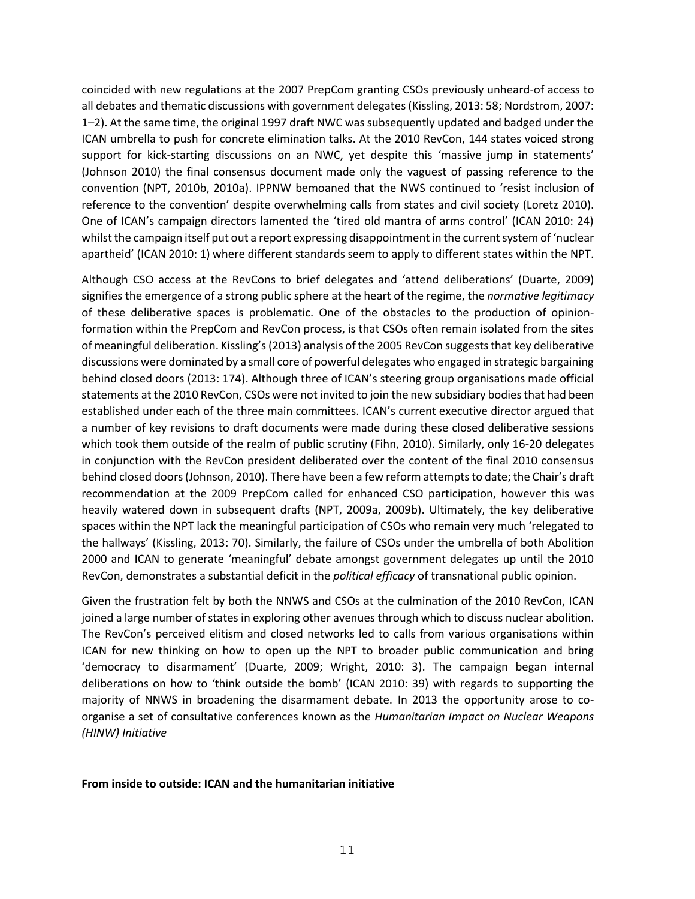coincided with new regulations at the 2007 PrepCom granting CSOs previously unheard-of access to all debates and thematic discussions with government delegates (Kissling, 2013: 58; Nordstrom, 2007: 1–2). At the same time, the original 1997 draft NWC was subsequently updated and badged under the ICAN umbrella to push for concrete elimination talks. At the 2010 RevCon, 144 states voiced strong support for kick-starting discussions on an NWC, yet despite this 'massive jump in statements' (Johnson 2010) the final consensus document made only the vaguest of passing reference to the convention (NPT, 2010b, 2010a). IPPNW bemoaned that the NWS continued to 'resist inclusion of reference to the convention' despite overwhelming calls from states and civil society (Loretz 2010). One of ICAN's campaign directors lamented the 'tired old mantra of arms control' (ICAN 2010: 24) whilst the campaign itself put out a report expressing disappointment in the current system of 'nuclear apartheid' (ICAN 2010: 1) where different standards seem to apply to different states within the NPT.

Although CSO access at the RevCons to brief delegates and 'attend deliberations' (Duarte, 2009) signifies the emergence of a strong public sphere at the heart of the regime, the *normative legitimacy* of these deliberative spaces is problematic. One of the obstacles to the production of opinion-formation within the PrepCom and RevCon process, is that CSOs often remain isolated from the sites of meaningful deliberation. Kissling's (2013) analysis of the 2005 RevCon suggests that key deliberative discussions were dominated by a small core of powerful delegates who engaged in strategic bargaining behind closed doors (2013: 174). Although three of ICAN's steering group organisations made official statements at the 2010 RevCon, CSOs were not invited to join the new subsidiary bodies that had been established under each of the three main committees. ICAN's current executive director argued that a number of key revisions to draft documents were made during these closed deliberative sessions which took them outside of the realm of public scrutiny (Fihn, 2010). Similarly, only 16-20 delegates in conjunction with the RevCon president deliberated over the content of the final 2010 consensus behind closed doors (Johnson, 2010). There have been a few reform attempts to date; the Chair's draft recommendation at the 2009 PrepCom called for enhanced CSO participation, however this was heavily watered down in subsequent drafts (NPT, 2009a, 2009b). Ultimately, the key deliberative spaces within the NPT lack the meaningful participation of CSOs who remain very much 'relegated to the hallways' (Kissling, 2013: 70). Similarly, the failure of CSOs under the umbrella of both Abolition 2000 and ICAN to generate 'meaningful' debate amongst government delegates up until the 2010 RevCon, demonstrates a substantial deficit in the *political efficacy* of transnational public opinion.

Given the frustration felt by both the NNWS and CSOs at the culmination of the 2010 RevCon, ICAN joined a large number of states in exploring other avenues through which to discuss nuclear abolition. The RevCon's perceived elitism and closed networks led to calls from various organisations within ICAN for new thinking on how to open up the NPT to broader public communication and bring 'democracy to disarmament' (Duarte, 2009; Wright, 2010: 3). The campaign began internal deliberations on how to 'think outside the bomb' (ICAN 2010: 39) with regards to supporting the majority of NNWS in broadening the disarmament debate. In 2013 the opportunity arose to co-organise a set of consultative conferences known as the *Humanitarian Impact on Nuclear Weapons (HINW) Initiative*

**From inside to outside: ICAN and the humanitarian initiative**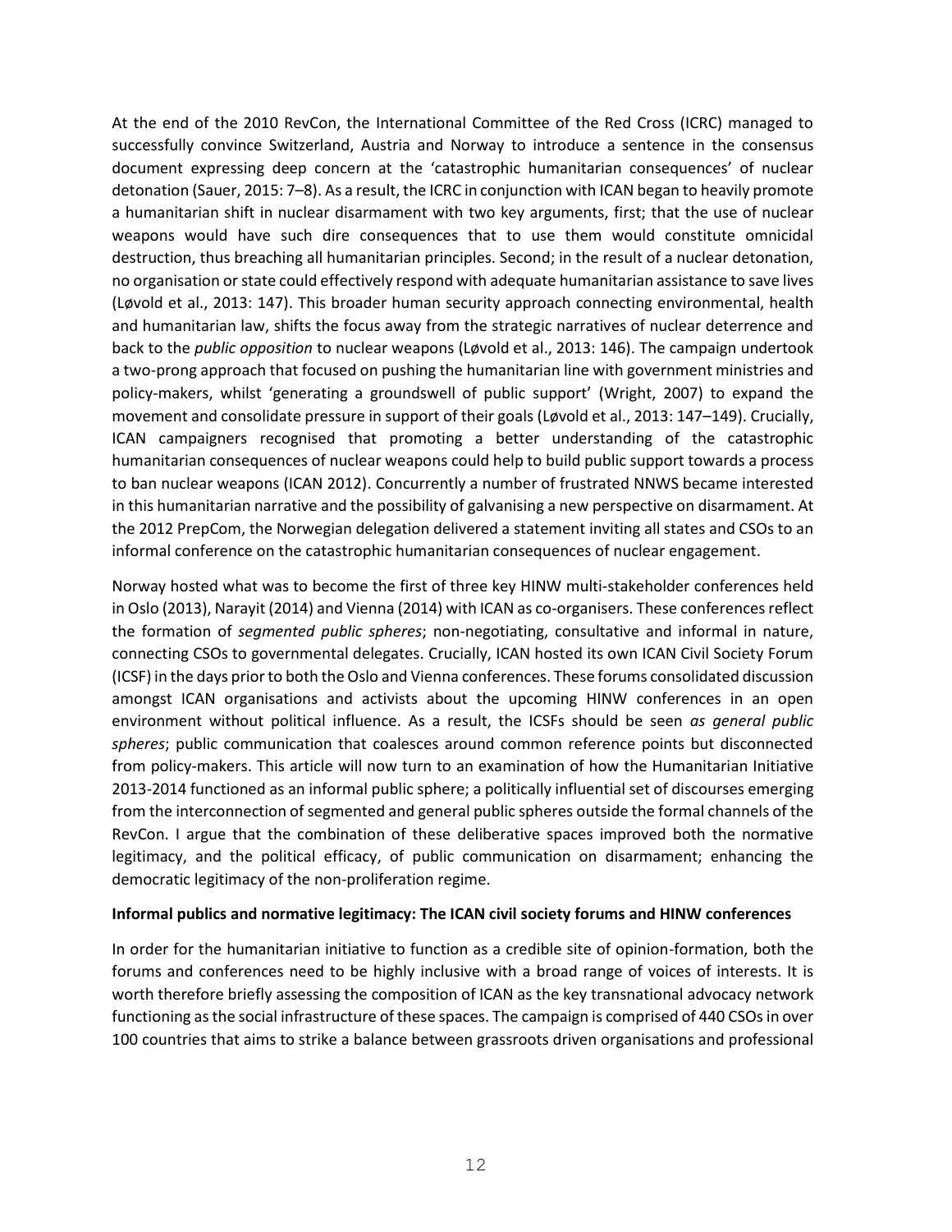At the end of the 2010 RevCon, the International Committee of the Red Cross (ICRC) managed to successfully convince Switzerland, Austria and Norway to introduce a sentence in the consensus document expressing deep concern at the 'catastrophic humanitarian consequences' of nuclear detonation (Sauer, 2015: 7–8). As a result, the ICRC in conjunction with ICAN began to heavily promote a humanitarian shift in nuclear disarmament with two key arguments, first; that the use of nuclear weapons would have such dire consequences that to use them would constitute omnicidal destruction, thus breaching all humanitarian principles. Second; in the result of a nuclear detonation, no organisation or state could effectively respond with adequate humanitarian assistance to save lives (Løvold et al., 2013: 147). This broader human security approach connecting environmental, health and humanitarian law, shifts the focus away from the strategic narratives of nuclear deterrence and back to the *public opposition* to nuclear weapons (Løvold et al., 2013: 146). The campaign undertook a two-prong approach that focused on pushing the humanitarian line with government ministries and policy-makers, whilst 'generating a groundswell of public support' (Wright, 2007) to expand the movement and consolidate pressure in support of their goals (Løvold et al., 2013: 147–149). Crucially, ICAN campaigners recognised that promoting a better understanding of the catastrophic humanitarian consequences of nuclear weapons could help to build public support towards a process to ban nuclear weapons (ICAN 2012). Concurrently a number of frustrated NNWS became interested in this humanitarian narrative and the possibility of galvanising a new perspective on disarmament. At the 2012 PrepCom, the Norwegian delegation delivered a statement inviting all states and CSOs to an informal conference on the catastrophic humanitarian consequences of nuclear engagement.

Norway hosted what was to become the first of three key HINW multi-stakeholder conferences held in Oslo (2013), Narayit (2014) and Vienna (2014) with ICAN as co-organisers. These conferences reflect the formation of *segmented public spheres*; non-negotiating, consultative and informal in nature, connecting CSOs to governmental delegates. Crucially, ICAN hosted its own ICAN Civil Society Forum (ICSF) in the days prior to both the Oslo and Vienna conferences. These forums consolidated discussion amongst ICAN organisations and activists about the upcoming HINW conferences in an open environment without political influence. As a result, the ICSFs should be seen *as general public spheres*; public communication that coalesces around common reference points but disconnected from policy-makers. This article will now turn to an examination of how the Humanitarian Initiative 2013-2014 functioned as an informal public sphere; a politically influential set of discourses emerging from the interconnection of segmented and general public spheres outside the formal channels of the RevCon. I argue that the combination of these deliberative spaces improved both the normative legitimacy, and the political efficacy, of public communication on disarmament; enhancing the democratic legitimacy of the non-proliferation regime.

**Informal publics and normative legitimacy: The ICAN civil society forums and HINW conferences**

In order for the humanitarian initiative to function as a credible site of opinion-formation, both the forums and conferences need to be highly inclusive with a broad range of voices of interests. It is worth therefore briefly assessing the composition of ICAN as the key transnational advocacy network functioning as the social infrastructure of these spaces. The campaign is comprised of 440 CSOs in over 100 countries that aims to strike a balance between grassroots driven organisations and professional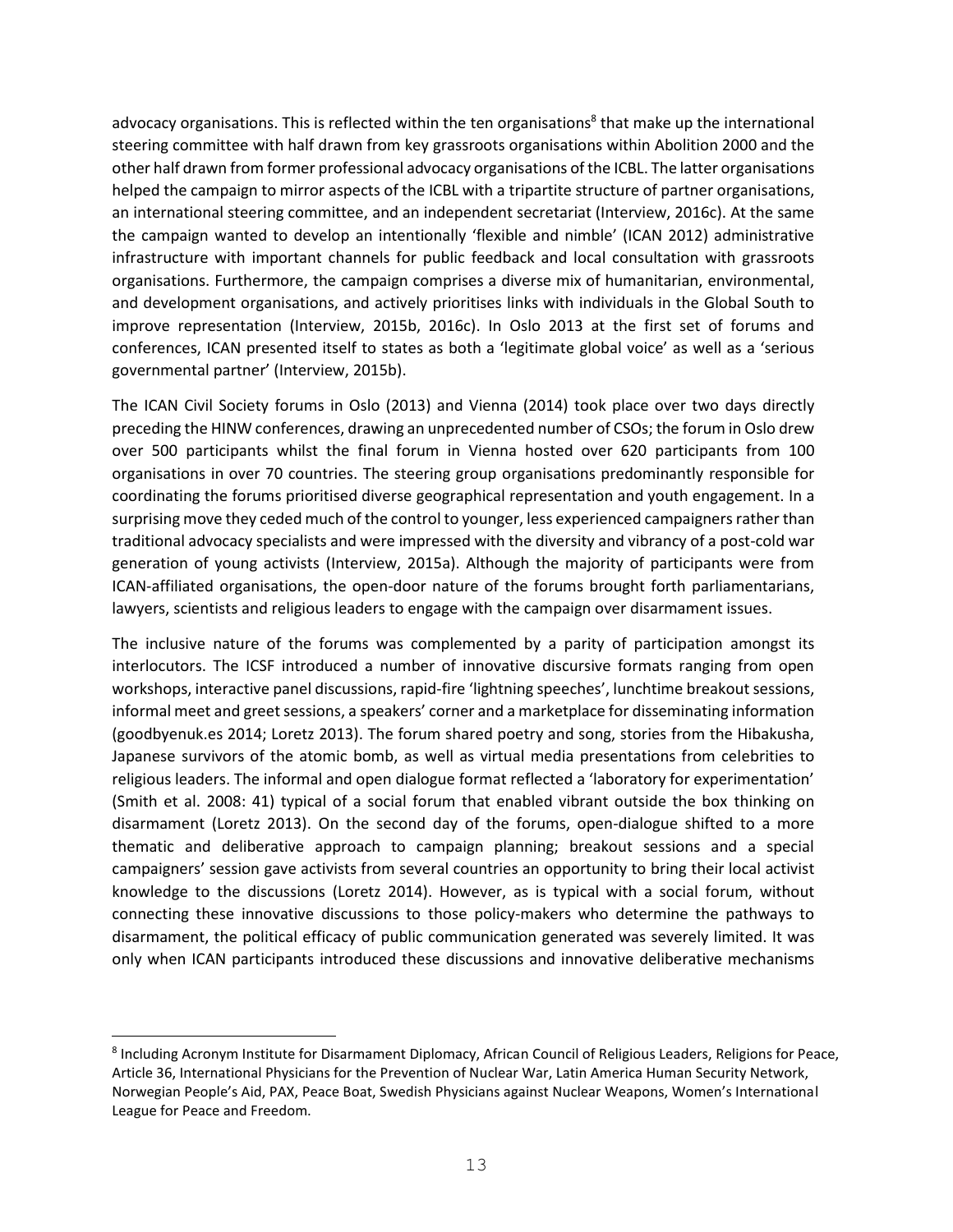advocacy organisations. This is reflected within the ten organisations[8] that make up the international steering committee with half drawn from key grassroots organisations within Abolition 2000 and the other half drawn from former professional advocacy organisations of the ICBL. The latter organisations helped the campaign to mirror aspects of the ICBL with a tripartite structure of partner organisations, an international steering committee, and an independent secretariat (Interview, 2016c). At the same the campaign wanted to develop an intentionally 'flexible and nimble' (ICAN 2012) administrative infrastructure with important channels for public feedback and local consultation with grassroots organisations. Furthermore, the campaign comprises a diverse mix of humanitarian, environmental, and development organisations, and actively prioritises links with individuals in the Global South to improve representation (Interview, 2015b, 2016c). In Oslo 2013 at the first set of forums and conferences, ICAN presented itself to states as both a 'legitimate global voice' as well as a 'serious governmental partner' (Interview, 2015b).

The ICAN Civil Society forums in Oslo (2013) and Vienna (2014) took place over two days directly preceding the HINW conferences, drawing an unprecedented number of CSOs; the forum in Oslo drew over 500 participants whilst the final forum in Vienna hosted over 620 participants from 100 organisations in over 70 countries. The steering group organisations predominantly responsible for coordinating the forums prioritised diverse geographical representation and youth engagement. In a surprising move they ceded much of the control to younger, less experienced campaigners rather than traditional advocacy specialists and were impressed with the diversity and vibrancy of a post-cold war generation of young activists (Interview, 2015a). Although the majority of participants were from ICAN-affiliated organisations, the open-door nature of the forums brought forth parliamentarians, lawyers, scientists and religious leaders to engage with the campaign over disarmament issues.

The inclusive nature of the forums was complemented by a parity of participation amongst its interlocutors. The ICSF introduced a number of innovative discursive formats ranging from open workshops, interactive panel discussions, rapid-fire 'lightning speeches', lunchtime breakout sessions, informal meet and greet sessions, a speakers' corner and a marketplace for disseminating information (goodbyenuk.es 2014; Loretz 2013). The forum shared poetry and song, stories from the Hibakusha, Japanese survivors of the atomic bomb, as well as virtual media presentations from celebrities to religious leaders. The informal and open dialogue format reflected a 'laboratory for experimentation' (Smith et al. 2008: 41) typical of a social forum that enabled vibrant outside the box thinking on disarmament (Loretz 2013). On the second day of the forums, open-dialogue shifted to a more thematic and deliberative approach to campaign planning; breakout sessions and a special campaigners' session gave activists from several countries an opportunity to bring their local activist knowledge to the discussions (Loretz 2014). However, as is typical with a social forum, without connecting these innovative discussions to those policy-makers who determine the pathways to disarmament, the political efficacy of public communication generated was severely limited. It was only when ICAN participants introduced these discussions and innovative deliberative mechanisms

[8] Including Acronym Institute for Disarmament Diplomacy, African Council of Religious Leaders, Religions for Peace, Article 36, International Physicians for the Prevention of Nuclear War, Latin America Human Security Network, Norwegian People's Aid, PAX, Peace Boat, Swedish Physicians against Nuclear Weapons, Women's International League for Peace and Freedom.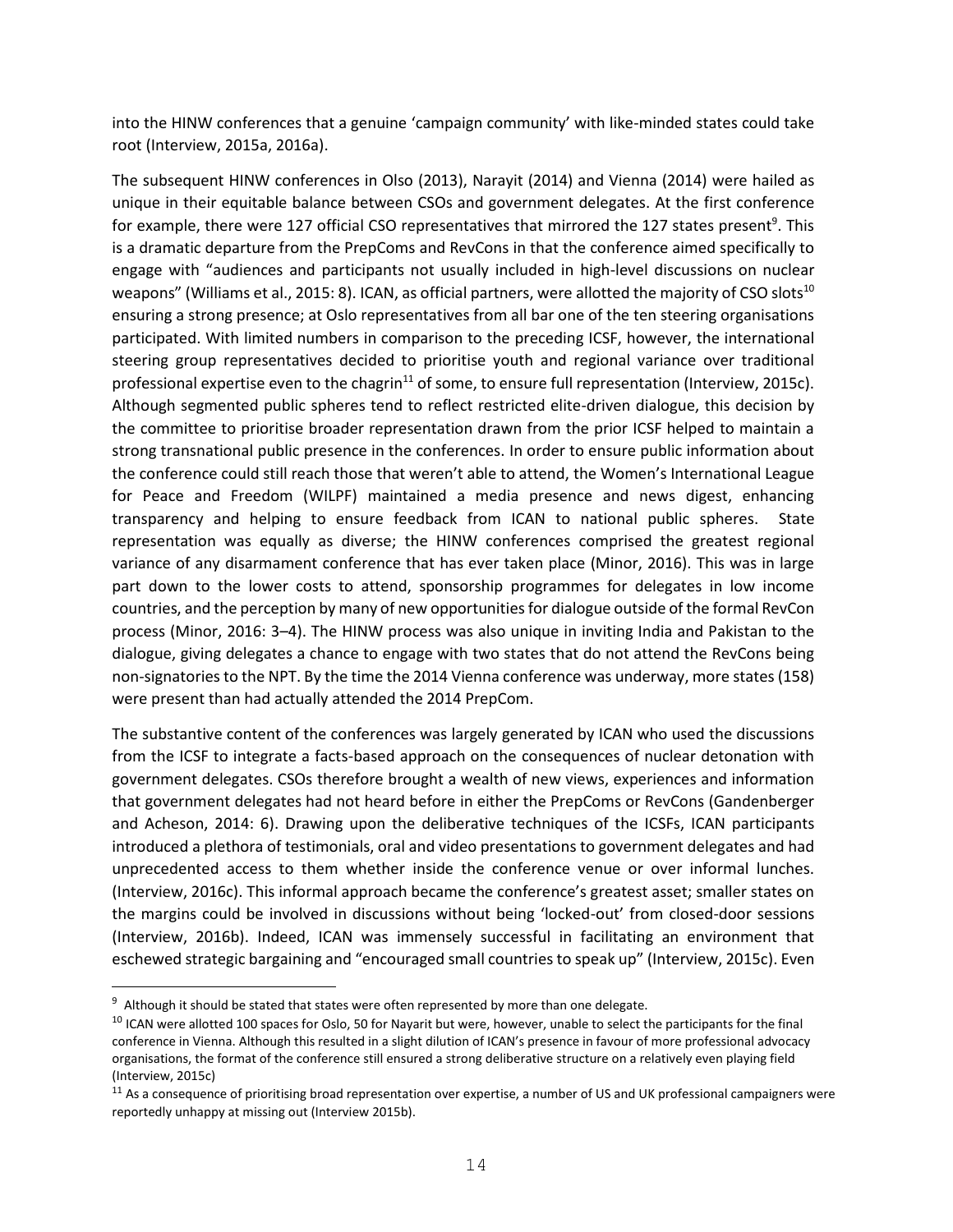into the HINW conferences that a genuine 'campaign community' with like-minded states could take root (Interview, 2015a, 2016a).

The subsequent HINW conferences in Olso (2013), Narayit (2014) and Vienna (2014) were hailed as unique in their equitable balance between CSOs and government delegates. At the first conference for example, there were 127 official CSO representatives that mirrored the 127 states present[9]. This is a dramatic departure from the PrepComs and RevCons in that the conference aimed specifically to engage with "audiences and participants not usually included in high-level discussions on nuclear weapons" (Williams et al., 2015: 8). ICAN, as official partners, were allotted the majority of CSO slots[10] ensuring a strong presence; at Oslo representatives from all bar one of the ten steering organisations participated. With limited numbers in comparison to the preceding ICSF, however, the international steering group representatives decided to prioritise youth and regional variance over traditional professional expertise even to the chagrin[11] of some, to ensure full representation (Interview, 2015c). Although segmented public spheres tend to reflect restricted elite-driven dialogue, this decision by the committee to prioritise broader representation drawn from the prior ICSF helped to maintain a strong transnational public presence in the conferences. In order to ensure public information about the conference could still reach those that weren't able to attend, the Women's International League for Peace and Freedom (WILPF) maintained a media presence and news digest, enhancing transparency and helping to ensure feedback from ICAN to national public spheres. State representation was equally as diverse; the HINW conferences comprised the greatest regional variance of any disarmament conference that has ever taken place (Minor, 2016). This was in large part down to the lower costs to attend, sponsorship programmes for delegates in low income countries, and the perception by many of new opportunities for dialogue outside of the formal RevCon process (Minor, 2016: 3–4). The HINW process was also unique in inviting India and Pakistan to the dialogue, giving delegates a chance to engage with two states that do not attend the RevCons being non-signatories to the NPT. By the time the 2014 Vienna conference was underway, more states (158) were present than had actually attended the 2014 PrepCom.

The substantive content of the conferences was largely generated by ICAN who used the discussions from the ICSF to integrate a facts-based approach on the consequences of nuclear detonation with government delegates. CSOs therefore brought a wealth of new views, experiences and information that government delegates had not heard before in either the PrepComs or RevCons (Gandenberger and Acheson, 2014: 6). Drawing upon the deliberative techniques of the ICSFs, ICAN participants introduced a plethora of testimonials, oral and video presentations to government delegates and had unprecedented access to them whether inside the conference venue or over informal lunches. (Interview, 2016c). This informal approach became the conference's greatest asset; smaller states on the margins could be involved in discussions without being 'locked-out' from closed-door sessions (Interview, 2016b). Indeed, ICAN was immensely successful in facilitating an environment that eschewed strategic bargaining and "encouraged small countries to speak up" (Interview, 2015c). Even

---

[9] Although it should be stated that states were often represented by more than one delegate.

[10] ICAN were allotted 100 spaces for Oslo, 50 for Nayarit but were, however, unable to select the participants for the final conference in Vienna. Although this resulted in a slight dilution of ICAN's presence in favour of more professional advocacy organisations, the format of the conference still ensured a strong deliberative structure on a relatively even playing field (Interview, 2015c)

[11] As a consequence of prioritising broad representation over expertise, a number of US and UK professional campaigners were reportedly unhappy at missing out (Interview 2015b).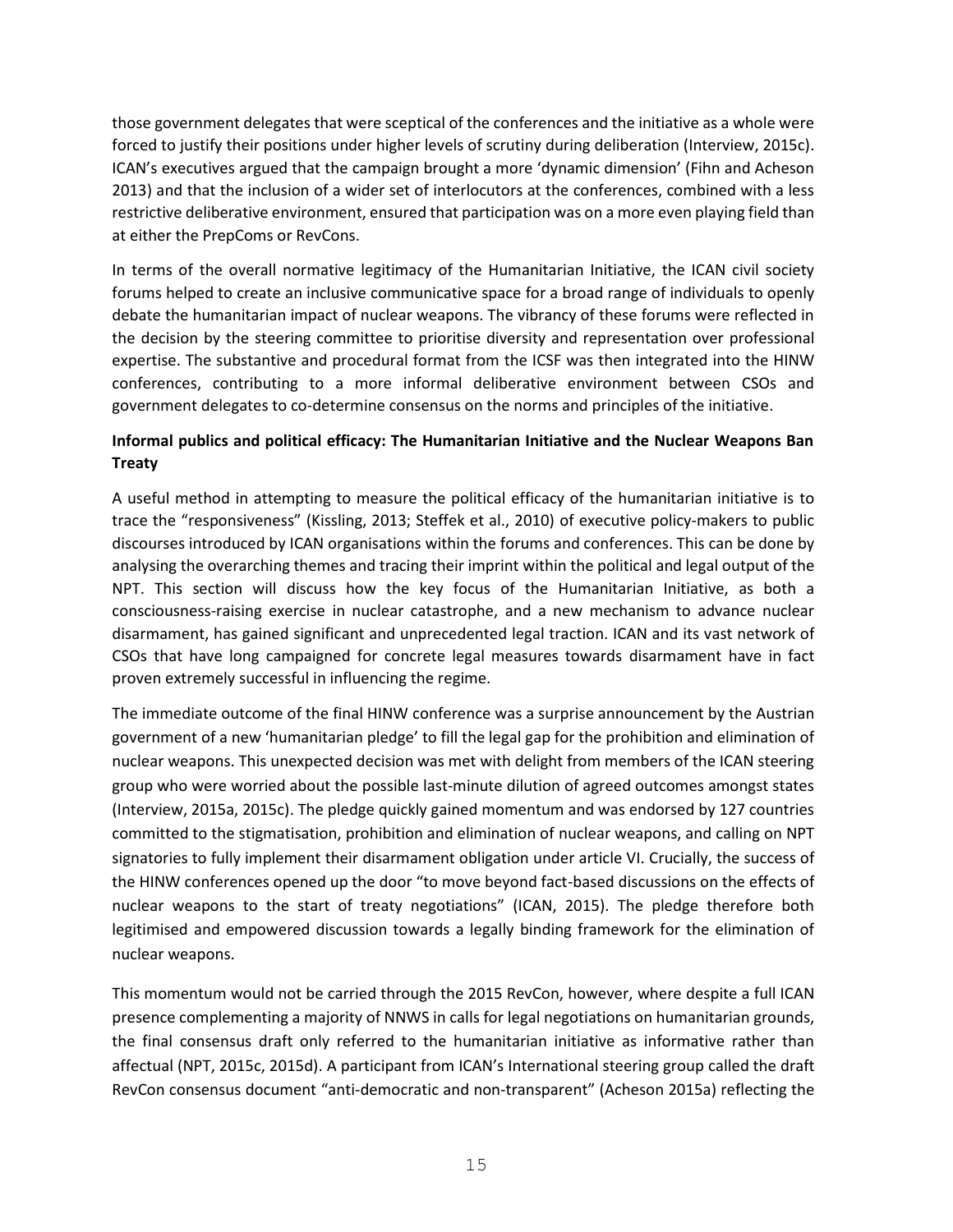those government delegates that were sceptical of the conferences and the initiative as a whole were forced to justify their positions under higher levels of scrutiny during deliberation (Interview, 2015c). ICAN's executives argued that the campaign brought a more 'dynamic dimension' (Fihn and Acheson 2013) and that the inclusion of a wider set of interlocutors at the conferences, combined with a less restrictive deliberative environment, ensured that participation was on a more even playing field than at either the PrepComs or RevCons.

In terms of the overall normative legitimacy of the Humanitarian Initiative, the ICAN civil society forums helped to create an inclusive communicative space for a broad range of individuals to openly debate the humanitarian impact of nuclear weapons. The vibrancy of these forums were reflected in the decision by the steering committee to prioritise diversity and representation over professional expertise. The substantive and procedural format from the ICSF was then integrated into the HINW conferences, contributing to a more informal deliberative environment between CSOs and government delegates to co-determine consensus on the norms and principles of the initiative.

**Informal publics and political efficacy: The Humanitarian Initiative and the Nuclear Weapons Ban Treaty**

A useful method in attempting to measure the political efficacy of the humanitarian initiative is to trace the "responsiveness" (Kissling, 2013; Steffek et al., 2010) of executive policy-makers to public discourses introduced by ICAN organisations within the forums and conferences. This can be done by analysing the overarching themes and tracing their imprint within the political and legal output of the NPT. This section will discuss how the key focus of the Humanitarian Initiative, as both a consciousness-raising exercise in nuclear catastrophe, and a new mechanism to advance nuclear disarmament, has gained significant and unprecedented legal traction. ICAN and its vast network of CSOs that have long campaigned for concrete legal measures towards disarmament have in fact proven extremely successful in influencing the regime.

The immediate outcome of the final HINW conference was a surprise announcement by the Austrian government of a new 'humanitarian pledge' to fill the legal gap for the prohibition and elimination of nuclear weapons. This unexpected decision was met with delight from members of the ICAN steering group who were worried about the possible last-minute dilution of agreed outcomes amongst states (Interview, 2015a, 2015c). The pledge quickly gained momentum and was endorsed by 127 countries committed to the stigmatisation, prohibition and elimination of nuclear weapons, and calling on NPT signatories to fully implement their disarmament obligation under article VI. Crucially, the success of the HINW conferences opened up the door "to move beyond fact-based discussions on the effects of nuclear weapons to the start of treaty negotiations" (ICAN, 2015). The pledge therefore both legitimised and empowered discussion towards a legally binding framework for the elimination of nuclear weapons.

This momentum would not be carried through the 2015 RevCon, however, where despite a full ICAN presence complementing a majority of NNWS in calls for legal negotiations on humanitarian grounds, the final consensus draft only referred to the humanitarian initiative as informative rather than affectual (NPT, 2015c, 2015d). A participant from ICAN's International steering group called the draft RevCon consensus document "anti-democratic and non-transparent" (Acheson 2015a) reflecting the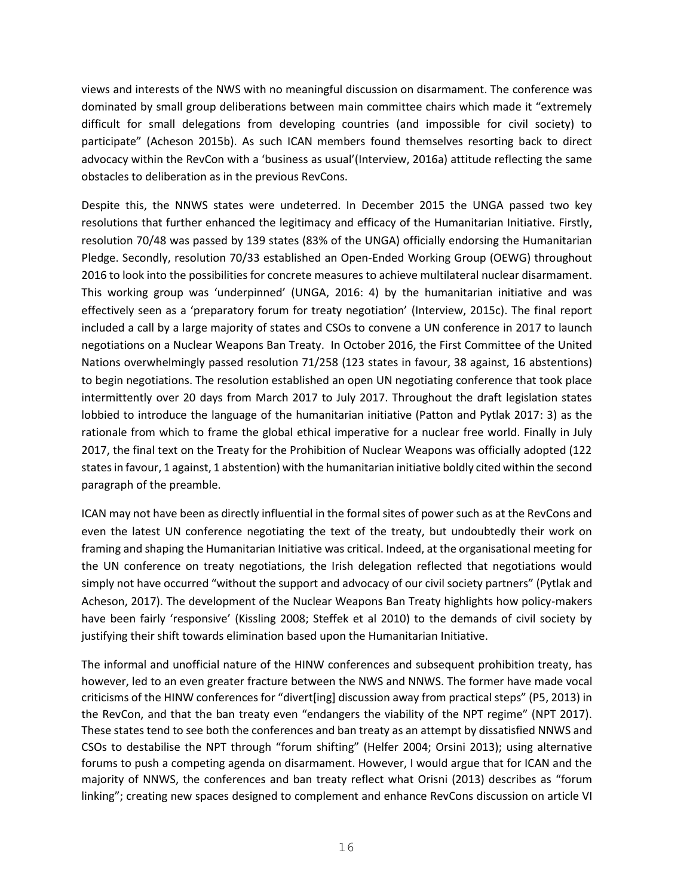views and interests of the NWS with no meaningful discussion on disarmament. The conference was dominated by small group deliberations between main committee chairs which made it "extremely difficult for small delegations from developing countries (and impossible for civil society) to participate" (Acheson 2015b). As such ICAN members found themselves resorting back to direct advocacy within the RevCon with a 'business as usual'(Interview, 2016a) attitude reflecting the same obstacles to deliberation as in the previous RevCons.

Despite this, the NNWS states were undeterred. In December 2015 the UNGA passed two key resolutions that further enhanced the legitimacy and efficacy of the Humanitarian Initiative. Firstly, resolution 70/48 was passed by 139 states (83% of the UNGA) officially endorsing the Humanitarian Pledge. Secondly, resolution 70/33 established an Open-Ended Working Group (OEWG) throughout 2016 to look into the possibilities for concrete measures to achieve multilateral nuclear disarmament. This working group was 'underpinned' (UNGA, 2016: 4) by the humanitarian initiative and was effectively seen as a 'preparatory forum for treaty negotiation' (Interview, 2015c). The final report included a call by a large majority of states and CSOs to convene a UN conference in 2017 to launch negotiations on a Nuclear Weapons Ban Treaty. In October 2016, the First Committee of the United Nations overwhelmingly passed resolution 71/258 (123 states in favour, 38 against, 16 abstentions) to begin negotiations. The resolution established an open UN negotiating conference that took place intermittently over 20 days from March 2017 to July 2017. Throughout the draft legislation states lobbied to introduce the language of the humanitarian initiative (Patton and Pytlak 2017: 3) as the rationale from which to frame the global ethical imperative for a nuclear free world. Finally in July 2017, the final text on the Treaty for the Prohibition of Nuclear Weapons was officially adopted (122 states in favour, 1 against, 1 abstention) with the humanitarian initiative boldly cited within the second paragraph of the preamble.

ICAN may not have been as directly influential in the formal sites of power such as at the RevCons and even the latest UN conference negotiating the text of the treaty, but undoubtedly their work on framing and shaping the Humanitarian Initiative was critical. Indeed, at the organisational meeting for the UN conference on treaty negotiations, the Irish delegation reflected that negotiations would simply not have occurred "without the support and advocacy of our civil society partners" (Pytlak and Acheson, 2017). The development of the Nuclear Weapons Ban Treaty highlights how policy-makers have been fairly 'responsive' (Kissling 2008; Steffek et al 2010) to the demands of civil society by justifying their shift towards elimination based upon the Humanitarian Initiative.

The informal and unofficial nature of the HINW conferences and subsequent prohibition treaty, has however, led to an even greater fracture between the NWS and NNWS. The former have made vocal criticisms of the HINW conferences for "divert[ing] discussion away from practical steps" (P5, 2013) in the RevCon, and that the ban treaty even "endangers the viability of the NPT regime" (NPT 2017). These states tend to see both the conferences and ban treaty as an attempt by dissatisfied NNWS and CSOs to destabilise the NPT through "forum shifting" (Helfer 2004; Orsini 2013); using alternative forums to push a competing agenda on disarmament. However, I would argue that for ICAN and the majority of NNWS, the conferences and ban treaty reflect what Orisni (2013) describes as "forum linking"; creating new spaces designed to complement and enhance RevCons discussion on article VI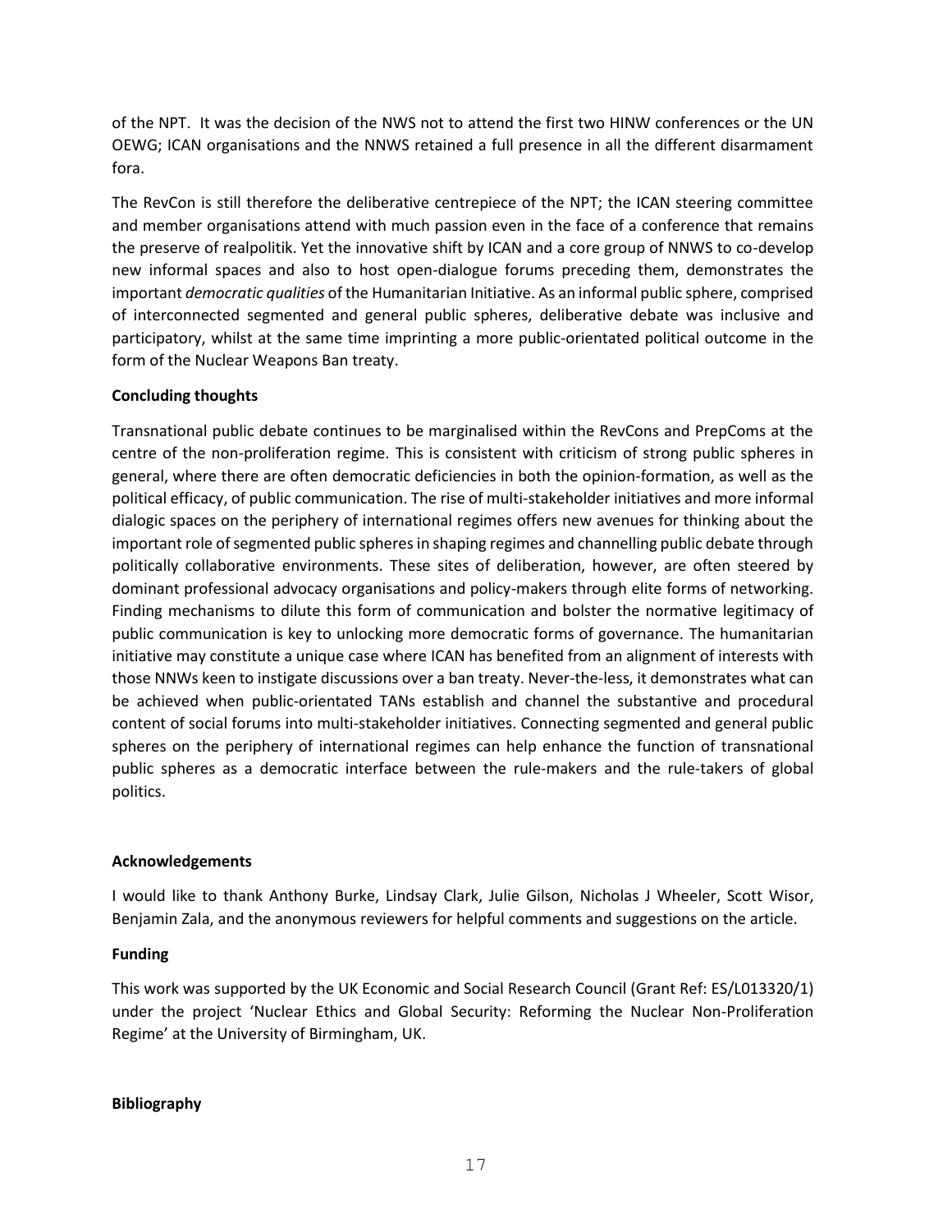of the NPT. It was the decision of the NWS not to attend the first two HINW conferences or the UN OEWG; ICAN organisations and the NNWS retained a full presence in all the different disarmament fora.

The RevCon is still therefore the deliberative centrepiece of the NPT; the ICAN steering committee and member organisations attend with much passion even in the face of a conference that remains the preserve of realpolitik. Yet the innovative shift by ICAN and a core group of NNWS to co-develop new informal spaces and also to host open-dialogue forums preceding them, demonstrates the important *democratic qualities* of the Humanitarian Initiative. As an informal public sphere, comprised of interconnected segmented and general public spheres, deliberative debate was inclusive and participatory, whilst at the same time imprinting a more public-orientated political outcome in the form of the Nuclear Weapons Ban treaty.

**Concluding thoughts**

Transnational public debate continues to be marginalised within the RevCons and PrepComs at the centre of the non-proliferation regime. This is consistent with criticism of strong public spheres in general, where there are often democratic deficiencies in both the opinion-formation, as well as the political efficacy, of public communication. The rise of multi-stakeholder initiatives and more informal dialogic spaces on the periphery of international regimes offers new avenues for thinking about the important role of segmented public spheres in shaping regimes and channelling public debate through politically collaborative environments. These sites of deliberation, however, are often steered by dominant professional advocacy organisations and policy-makers through elite forms of networking. Finding mechanisms to dilute this form of communication and bolster the normative legitimacy of public communication is key to unlocking more democratic forms of governance. The humanitarian initiative may constitute a unique case where ICAN has benefited from an alignment of interests with those NNWs keen to instigate discussions over a ban treaty. Never-the-less, it demonstrates what can be achieved when public-orientated TANs establish and channel the substantive and procedural content of social forums into multi-stakeholder initiatives. Connecting segmented and general public spheres on the periphery of international regimes can help enhance the function of transnational public spheres as a democratic interface between the rule-makers and the rule-takers of global politics.

**Acknowledgements**

I would like to thank Anthony Burke, Lindsay Clark, Julie Gilson, Nicholas J Wheeler, Scott Wisor, Benjamin Zala, and the anonymous reviewers for helpful comments and suggestions on the article.

**Funding**

This work was supported by the UK Economic and Social Research Council (Grant Ref: ES/L013320/1) under the project 'Nuclear Ethics and Global Security: Reforming the Nuclear Non-Proliferation Regime' at the University of Birmingham, UK.

**Bibliography**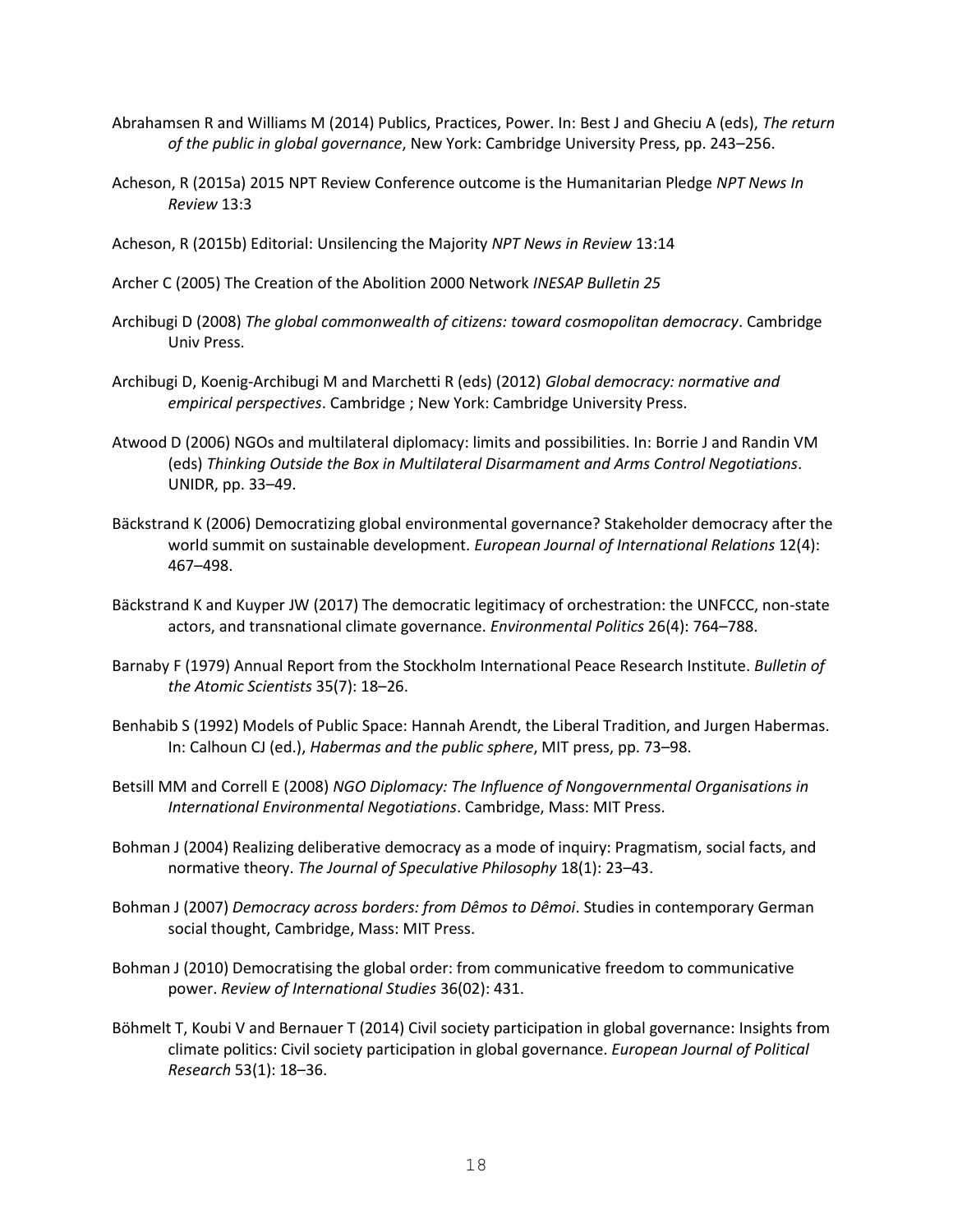Abrahamsen R and Williams M (2014) Publics, Practices, Power. In: Best J and Gheciu A (eds), *The return of the public in global governance*, New York: Cambridge University Press, pp. 243–256.

Acheson, R (2015a) 2015 NPT Review Conference outcome is the Humanitarian Pledge *NPT News In Review* 13:3

Acheson, R (2015b) Editorial: Unsilencing the Majority *NPT News in Review* 13:14

Archer C (2005) The Creation of the Abolition 2000 Network *INESAP Bulletin 25*

Archibugi D (2008) *The global commonwealth of citizens: toward cosmopolitan democracy*. Cambridge Univ Press.

Archibugi D, Koenig-Archibugi M and Marchetti R (eds) (2012) *Global democracy: normative and empirical perspectives*. Cambridge ; New York: Cambridge University Press.

Atwood D (2006) NGOs and multilateral diplomacy: limits and possibilities. In: Borrie J and Randin VM (eds) *Thinking Outside the Box in Multilateral Disarmament and Arms Control Negotiations*. UNIDR, pp. 33–49.

Bäckstrand K (2006) Democratizing global environmental governance? Stakeholder democracy after the world summit on sustainable development. *European Journal of International Relations* 12(4): 467–498.

Bäckstrand K and Kuyper JW (2017) The democratic legitimacy of orchestration: the UNFCCC, non-state actors, and transnational climate governance. *Environmental Politics* 26(4): 764–788.

Barnaby F (1979) Annual Report from the Stockholm International Peace Research Institute. *Bulletin of the Atomic Scientists* 35(7): 18–26.

Benhabib S (1992) Models of Public Space: Hannah Arendt, the Liberal Tradition, and Jurgen Habermas. In: Calhoun CJ (ed.), *Habermas and the public sphere*, MIT press, pp. 73–98.

Betsill MM and Correll E (2008) *NGO Diplomacy: The Influence of Nongovernmental Organisations in International Environmental Negotiations*. Cambridge, Mass: MIT Press.

Bohman J (2004) Realizing deliberative democracy as a mode of inquiry: Pragmatism, social facts, and normative theory. *The Journal of Speculative Philosophy* 18(1): 23–43.

Bohman J (2007) *Democracy across borders: from Dêmos to Dêmoi*. Studies in contemporary German social thought, Cambridge, Mass: MIT Press.

Bohman J (2010) Democratising the global order: from communicative freedom to communicative power. *Review of International Studies* 36(02): 431.

Böhmelt T, Koubi V and Bernauer T (2014) Civil society participation in global governance: Insights from climate politics: Civil society participation in global governance. *European Journal of Political Research* 53(1): 18–36.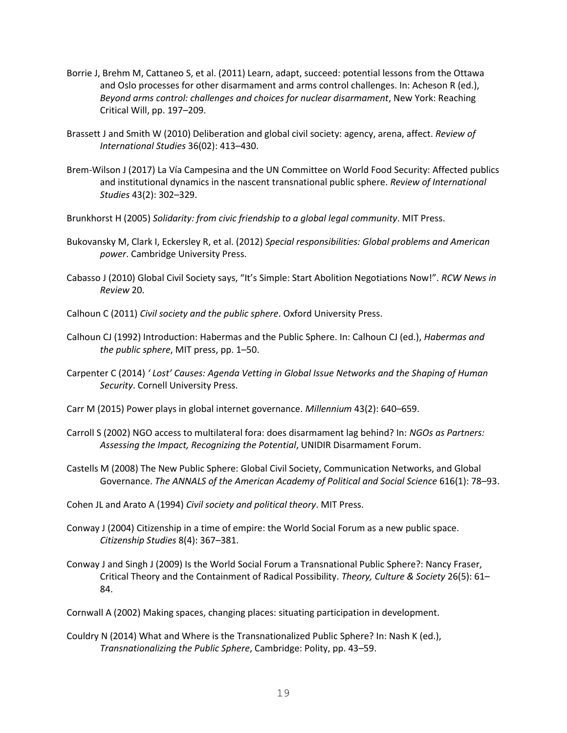Borrie J, Brehm M, Cattaneo S, et al. (2011) Learn, adapt, succeed: potential lessons from the Ottawa and Oslo processes for other disarmament and arms control challenges. In: Acheson R (ed.), *Beyond arms control: challenges and choices for nuclear disarmament*, New York: Reaching Critical Will, pp. 197–209.

Brassett J and Smith W (2010) Deliberation and global civil society: agency, arena, affect. *Review of International Studies* 36(02): 413–430.

Brem-Wilson J (2017) La Vía Campesina and the UN Committee on World Food Security: Affected publics and institutional dynamics in the nascent transnational public sphere. *Review of International Studies* 43(2): 302–329.

Brunkhorst H (2005) *Solidarity: from civic friendship to a global legal community*. MIT Press.

Bukovansky M, Clark I, Eckersley R, et al. (2012) *Special responsibilities: Global problems and American power*. Cambridge University Press.

Cabasso J (2010) Global Civil Society says, "It's Simple: Start Abolition Negotiations Now!". *RCW News in Review* 20.

Calhoun C (2011) *Civil society and the public sphere*. Oxford University Press.

Calhoun CJ (1992) Introduction: Habermas and the Public Sphere. In: Calhoun CJ (ed.), *Habermas and the public sphere*, MIT press, pp. 1–50.

Carpenter C (2014) *' Lost' Causes: Agenda Vetting in Global Issue Networks and the Shaping of Human Security*. Cornell University Press.

Carr M (2015) Power plays in global internet governance. *Millennium* 43(2): 640–659.

Carroll S (2002) NGO access to multilateral fora: does disarmament lag behind? In: *NGOs as Partners: Assessing the Impact, Recognizing the Potential*, UNIDIR Disarmament Forum.

Castells M (2008) The New Public Sphere: Global Civil Society, Communication Networks, and Global Governance. *The ANNALS of the American Academy of Political and Social Science* 616(1): 78–93.

Cohen JL and Arato A (1994) *Civil society and political theory*. MIT Press.

Conway J (2004) Citizenship in a time of empire: the World Social Forum as a new public space. *Citizenship Studies* 8(4): 367–381.

Conway J and Singh J (2009) Is the World Social Forum a Transnational Public Sphere?: Nancy Fraser, Critical Theory and the Containment of Radical Possibility. *Theory, Culture & Society* 26(5): 61–84.

Cornwall A (2002) Making spaces, changing places: situating participation in development.

Couldry N (2014) What and Where is the Transnationalized Public Sphere? In: Nash K (ed.), *Transnationalizing the Public Sphere*, Cambridge: Polity, pp. 43–59.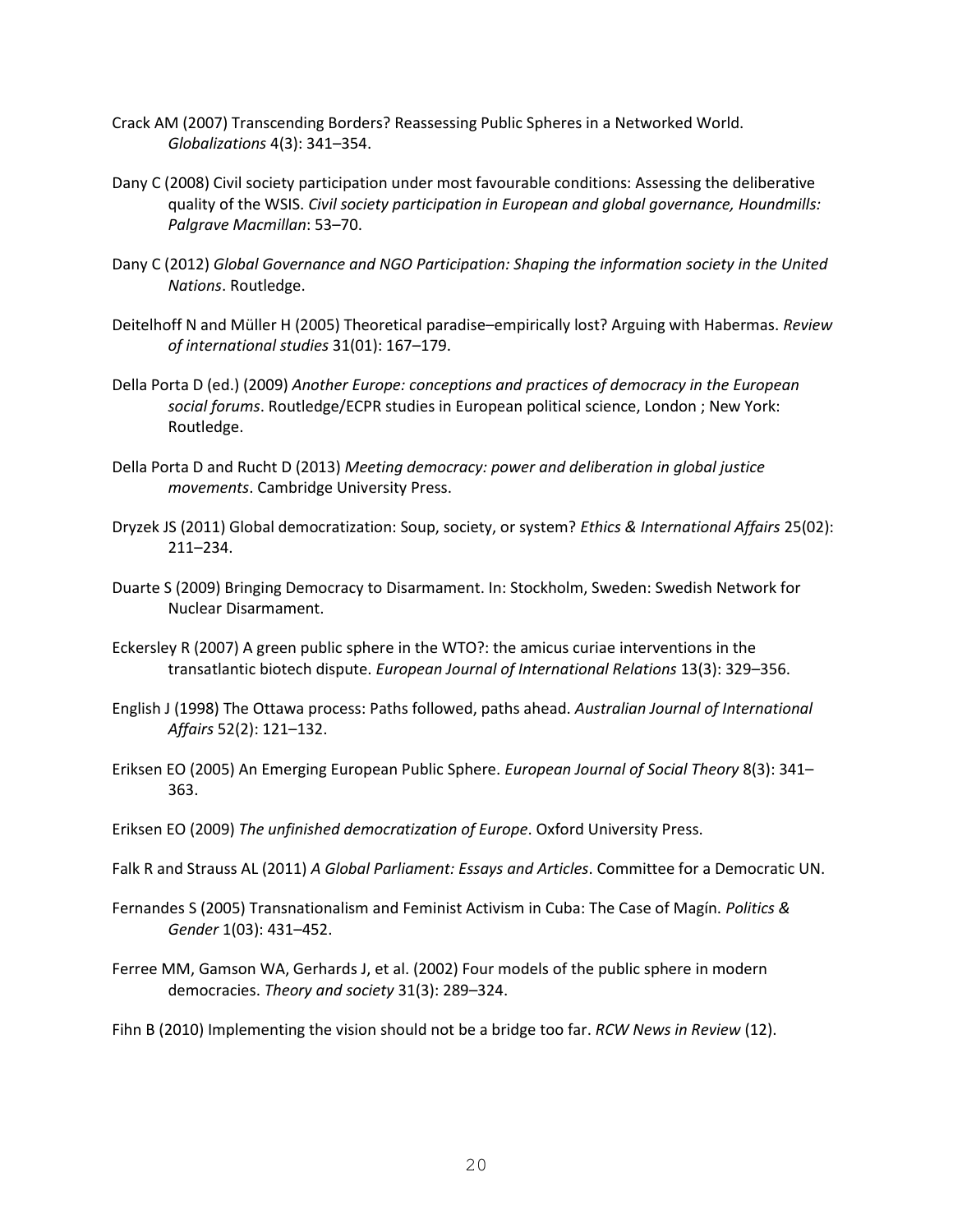Crack AM (2007) Transcending Borders? Reassessing Public Spheres in a Networked World. *Globalizations* 4(3): 341–354.

Dany C (2008) Civil society participation under most favourable conditions: Assessing the deliberative quality of the WSIS. *Civil society participation in European and global governance, Houndmills: Palgrave Macmillan*: 53–70.

Dany C (2012) *Global Governance and NGO Participation: Shaping the information society in the United Nations*. Routledge.

Deitelhoff N and Müller H (2005) Theoretical paradise–empirically lost? Arguing with Habermas. *Review of international studies* 31(01): 167–179.

Della Porta D (ed.) (2009) *Another Europe: conceptions and practices of democracy in the European social forums*. Routledge/ECPR studies in European political science, London ; New York: Routledge.

Della Porta D and Rucht D (2013) *Meeting democracy: power and deliberation in global justice movements*. Cambridge University Press.

Dryzek JS (2011) Global democratization: Soup, society, or system? *Ethics & International Affairs* 25(02): 211–234.

Duarte S (2009) Bringing Democracy to Disarmament. In: Stockholm, Sweden: Swedish Network for Nuclear Disarmament.

Eckersley R (2007) A green public sphere in the WTO?: the amicus curiae interventions in the transatlantic biotech dispute. *European Journal of International Relations* 13(3): 329–356.

English J (1998) The Ottawa process: Paths followed, paths ahead. *Australian Journal of International Affairs* 52(2): 121–132.

Eriksen EO (2005) An Emerging European Public Sphere. *European Journal of Social Theory* 8(3): 341–363.

Eriksen EO (2009) *The unfinished democratization of Europe*. Oxford University Press.

Falk R and Strauss AL (2011) *A Global Parliament: Essays and Articles*. Committee for a Democratic UN.

Fernandes S (2005) Transnationalism and Feminist Activism in Cuba: The Case of Magín. *Politics & Gender* 1(03): 431–452.

Ferree MM, Gamson WA, Gerhards J, et al. (2002) Four models of the public sphere in modern democracies. *Theory and society* 31(3): 289–324.

Fihn B (2010) Implementing the vision should not be a bridge too far. *RCW News in Review* (12).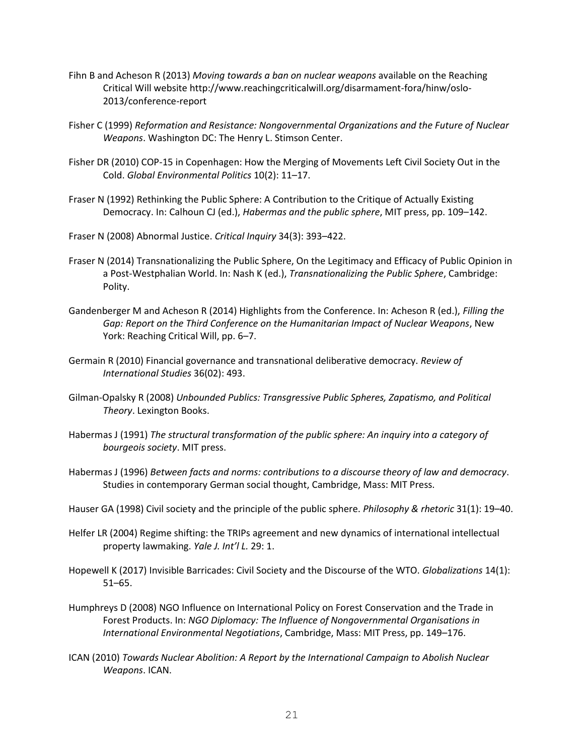Fihn B and Acheson R (2013) *Moving towards a ban on nuclear weapons* available on the Reaching Critical Will website http://www.reachingcriticalwill.org/disarmament-fora/hinw/oslo-2013/conference-report

Fisher C (1999) *Reformation and Resistance: Nongovernmental Organizations and the Future of Nuclear Weapons*. Washington DC: The Henry L. Stimson Center.

Fisher DR (2010) COP-15 in Copenhagen: How the Merging of Movements Left Civil Society Out in the Cold. *Global Environmental Politics* 10(2): 11–17.

Fraser N (1992) Rethinking the Public Sphere: A Contribution to the Critique of Actually Existing Democracy. In: Calhoun CJ (ed.), *Habermas and the public sphere*, MIT press, pp. 109–142.

Fraser N (2008) Abnormal Justice. *Critical Inquiry* 34(3): 393–422.

Fraser N (2014) Transnationalizing the Public Sphere, On the Legitimacy and Efficacy of Public Opinion in a Post-Westphalian World. In: Nash K (ed.), *Transnationalizing the Public Sphere*, Cambridge: Polity.

Gandenberger M and Acheson R (2014) Highlights from the Conference. In: Acheson R (ed.), *Filling the Gap: Report on the Third Conference on the Humanitarian Impact of Nuclear Weapons*, New York: Reaching Critical Will, pp. 6–7.

Germain R (2010) Financial governance and transnational deliberative democracy. *Review of International Studies* 36(02): 493.

Gilman-Opalsky R (2008) *Unbounded Publics: Transgressive Public Spheres, Zapatismo, and Political Theory*. Lexington Books.

Habermas J (1991) *The structural transformation of the public sphere: An inquiry into a category of bourgeois society*. MIT press.

Habermas J (1996) *Between facts and norms: contributions to a discourse theory of law and democracy*. Studies in contemporary German social thought, Cambridge, Mass: MIT Press.

Hauser GA (1998) Civil society and the principle of the public sphere. *Philosophy & rhetoric* 31(1): 19–40.

Helfer LR (2004) Regime shifting: the TRIPs agreement and new dynamics of international intellectual property lawmaking. *Yale J. Int'l L.* 29: 1.

Hopewell K (2017) Invisible Barricades: Civil Society and the Discourse of the WTO. *Globalizations* 14(1): 51–65.

Humphreys D (2008) NGO Influence on International Policy on Forest Conservation and the Trade in Forest Products. In: *NGO Diplomacy: The Influence of Nongovernmental Organisations in International Environmental Negotiations*, Cambridge, Mass: MIT Press, pp. 149–176.

ICAN (2010) *Towards Nuclear Abolition: A Report by the International Campaign to Abolish Nuclear Weapons*. ICAN.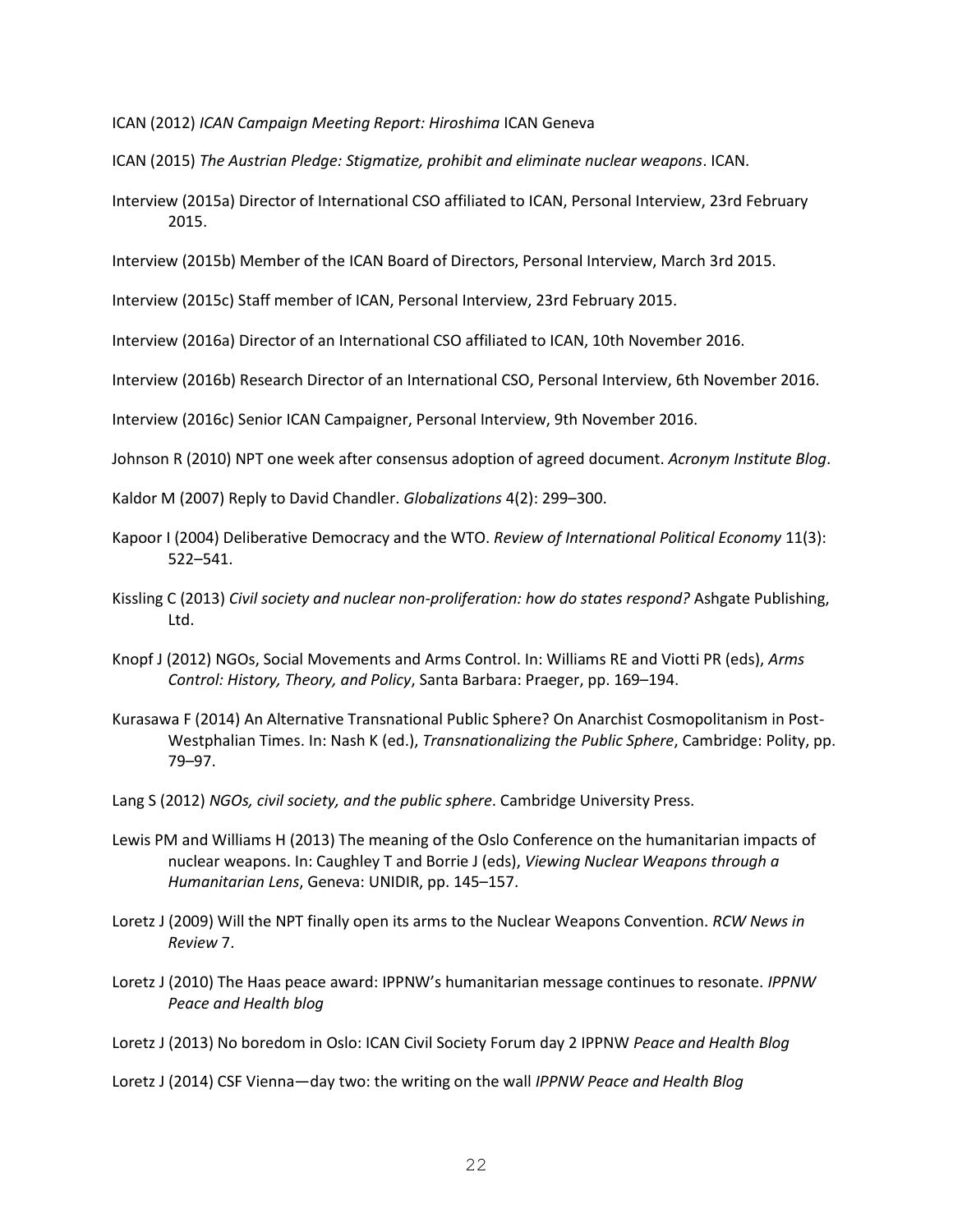ICAN (2012) *ICAN Campaign Meeting Report: Hiroshima* ICAN Geneva

ICAN (2015) *The Austrian Pledge: Stigmatize, prohibit and eliminate nuclear weapons*. ICAN.

Interview (2015a) Director of International CSO affiliated to ICAN, Personal Interview, 23rd February 2015.

Interview (2015b) Member of the ICAN Board of Directors, Personal Interview, March 3rd 2015.

Interview (2015c) Staff member of ICAN, Personal Interview, 23rd February 2015.

Interview (2016a) Director of an International CSO affiliated to ICAN, 10th November 2016.

Interview (2016b) Research Director of an International CSO, Personal Interview, 6th November 2016.

Interview (2016c) Senior ICAN Campaigner, Personal Interview, 9th November 2016.

Johnson R (2010) NPT one week after consensus adoption of agreed document. *Acronym Institute Blog*.

Kaldor M (2007) Reply to David Chandler. *Globalizations* 4(2): 299–300.

Kapoor I (2004) Deliberative Democracy and the WTO. *Review of International Political Economy* 11(3): 522–541.

Kissling C (2013) *Civil society and nuclear non-proliferation: how do states respond?* Ashgate Publishing, Ltd.

Knopf J (2012) NGOs, Social Movements and Arms Control. In: Williams RE and Viotti PR (eds), *Arms Control: History, Theory, and Policy*, Santa Barbara: Praeger, pp. 169–194.

Kurasawa F (2014) An Alternative Transnational Public Sphere? On Anarchist Cosmopolitanism in Post-Westphalian Times. In: Nash K (ed.), *Transnationalizing the Public Sphere*, Cambridge: Polity, pp. 79–97.

Lang S (2012) *NGOs, civil society, and the public sphere*. Cambridge University Press.

Lewis PM and Williams H (2013) The meaning of the Oslo Conference on the humanitarian impacts of nuclear weapons. In: Caughley T and Borrie J (eds), *Viewing Nuclear Weapons through a Humanitarian Lens*, Geneva: UNIDIR, pp. 145–157.

Loretz J (2009) Will the NPT finally open its arms to the Nuclear Weapons Convention. *RCW News in Review* 7.

Loretz J (2010) The Haas peace award: IPPNW's humanitarian message continues to resonate. *IPPNW Peace and Health blog*

Loretz J (2013) No boredom in Oslo: ICAN Civil Society Forum day 2 IPPNW *Peace and Health Blog*

Loretz J (2014) CSF Vienna—day two: the writing on the wall *IPPNW Peace and Health Blog*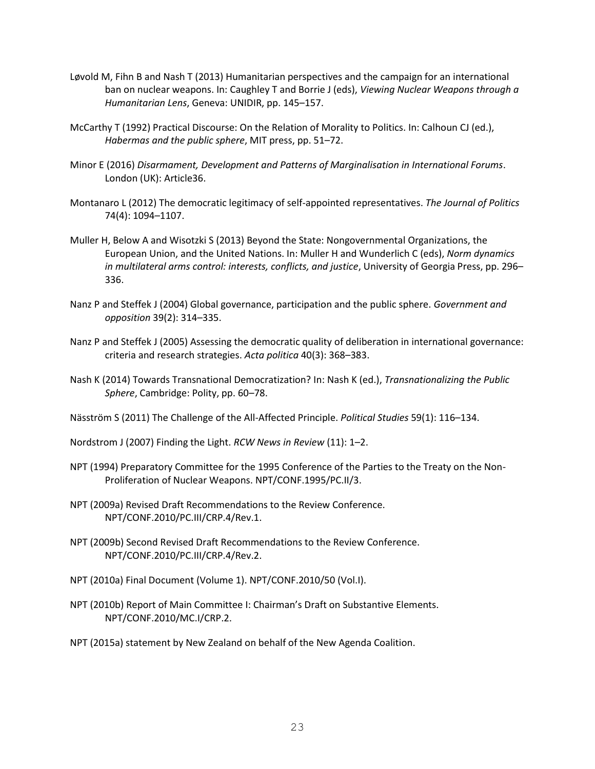Løvold M, Fihn B and Nash T (2013) Humanitarian perspectives and the campaign for an international ban on nuclear weapons. In: Caughley T and Borrie J (eds), *Viewing Nuclear Weapons through a Humanitarian Lens*, Geneva: UNIDIR, pp. 145–157.

McCarthy T (1992) Practical Discourse: On the Relation of Morality to Politics. In: Calhoun CJ (ed.), *Habermas and the public sphere*, MIT press, pp. 51–72.

Minor E (2016) *Disarmament, Development and Patterns of Marginalisation in International Forums*. London (UK): Article36.

Montanaro L (2012) The democratic legitimacy of self-appointed representatives. *The Journal of Politics* 74(4): 1094–1107.

Muller H, Below A and Wisotzki S (2013) Beyond the State: Nongovernmental Organizations, the European Union, and the United Nations. In: Muller H and Wunderlich C (eds), *Norm dynamics in multilateral arms control: interests, conflicts, and justice*, University of Georgia Press, pp. 296–336.

Nanz P and Steffek J (2004) Global governance, participation and the public sphere. *Government and opposition* 39(2): 314–335.

Nanz P and Steffek J (2005) Assessing the democratic quality of deliberation in international governance: criteria and research strategies. *Acta politica* 40(3): 368–383.

Nash K (2014) Towards Transnational Democratization? In: Nash K (ed.), *Transnationalizing the Public Sphere*, Cambridge: Polity, pp. 60–78.

Näsström S (2011) The Challenge of the All-Affected Principle. *Political Studies* 59(1): 116–134.

Nordstrom J (2007) Finding the Light. *RCW News in Review* (11): 1–2.

NPT (1994) Preparatory Committee for the 1995 Conference of the Parties to the Treaty on the Non-Proliferation of Nuclear Weapons. NPT/CONF.1995/PC.II/3.

NPT (2009a) Revised Draft Recommendations to the Review Conference. NPT/CONF.2010/PC.III/CRP.4/Rev.1.

NPT (2009b) Second Revised Draft Recommendations to the Review Conference. NPT/CONF.2010/PC.III/CRP.4/Rev.2.

NPT (2010a) Final Document (Volume 1). NPT/CONF.2010/50 (Vol.I).

NPT (2010b) Report of Main Committee I: Chairman's Draft on Substantive Elements. NPT/CONF.2010/MC.I/CRP.2.

NPT (2015a) statement by New Zealand on behalf of the New Agenda Coalition.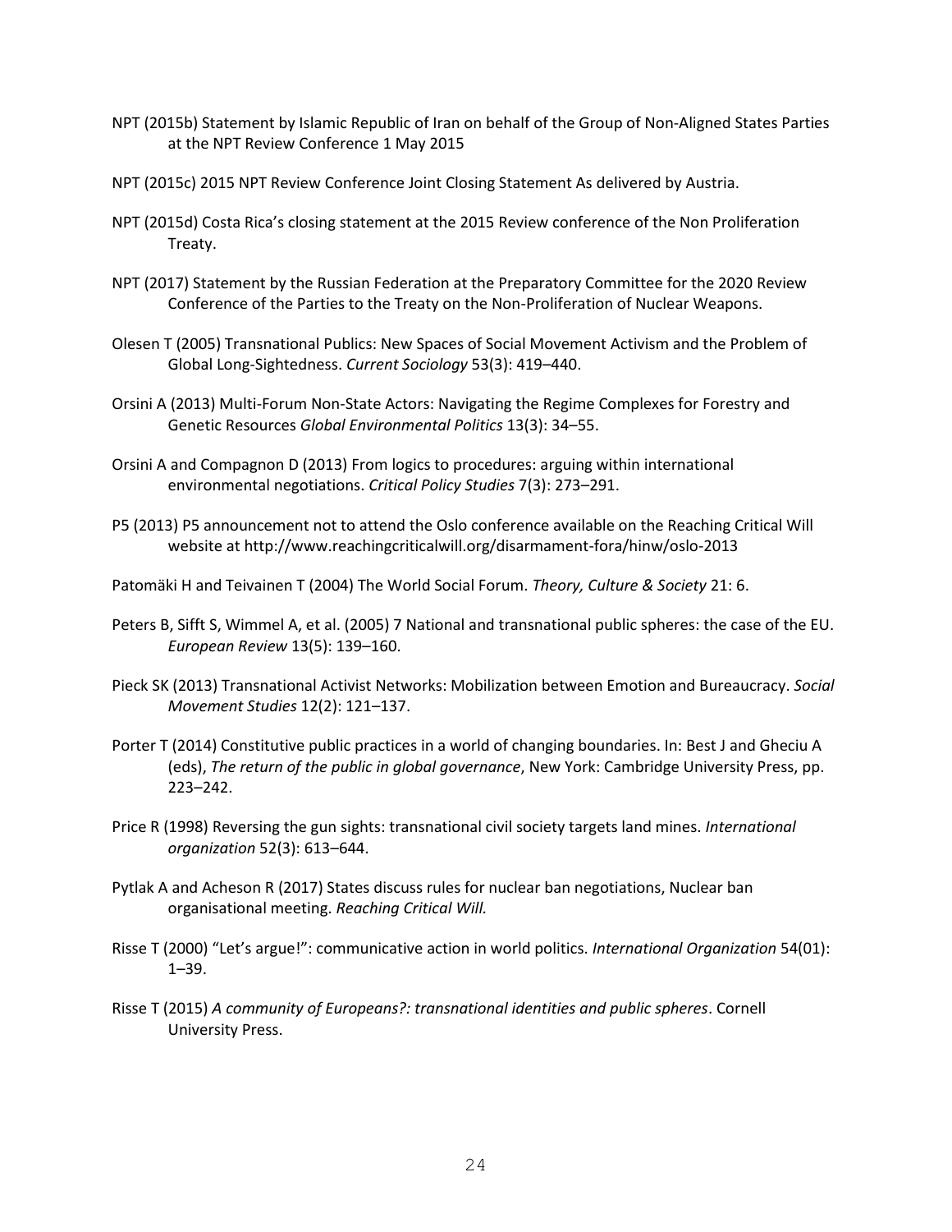NPT (2015b) Statement by Islamic Republic of Iran on behalf of the Group of Non-Aligned States Parties at the NPT Review Conference 1 May 2015

NPT (2015c) 2015 NPT Review Conference Joint Closing Statement As delivered by Austria.

NPT (2015d) Costa Rica's closing statement at the 2015 Review conference of the Non Proliferation Treaty.

NPT (2017) Statement by the Russian Federation at the Preparatory Committee for the 2020 Review Conference of the Parties to the Treaty on the Non-Proliferation of Nuclear Weapons.

Olesen T (2005) Transnational Publics: New Spaces of Social Movement Activism and the Problem of Global Long-Sightedness. *Current Sociology* 53(3): 419–440.

Orsini A (2013) Multi-Forum Non-State Actors: Navigating the Regime Complexes for Forestry and Genetic Resources *Global Environmental Politics* 13(3): 34–55.

Orsini A and Compagnon D (2013) From logics to procedures: arguing within international environmental negotiations. *Critical Policy Studies* 7(3): 273–291.

P5 (2013) P5 announcement not to attend the Oslo conference available on the Reaching Critical Will website at http://www.reachingcriticalwill.org/disarmament-fora/hinw/oslo-2013

Patomäki H and Teivainen T (2004) The World Social Forum. *Theory, Culture & Society* 21: 6.

Peters B, Sifft S, Wimmel A, et al. (2005) 7 National and transnational public spheres: the case of the EU. *European Review* 13(5): 139–160.

Pieck SK (2013) Transnational Activist Networks: Mobilization between Emotion and Bureaucracy. *Social Movement Studies* 12(2): 121–137.

Porter T (2014) Constitutive public practices in a world of changing boundaries. In: Best J and Gheciu A (eds), *The return of the public in global governance*, New York: Cambridge University Press, pp. 223–242.

Price R (1998) Reversing the gun sights: transnational civil society targets land mines. *International organization* 52(3): 613–644.

Pytlak A and Acheson R (2017) States discuss rules for nuclear ban negotiations, Nuclear ban organisational meeting. *Reaching Critical Will.*

Risse T (2000) "Let's argue!": communicative action in world politics. *International Organization* 54(01): 1–39.

Risse T (2015) *A community of Europeans?: transnational identities and public spheres*. Cornell University Press.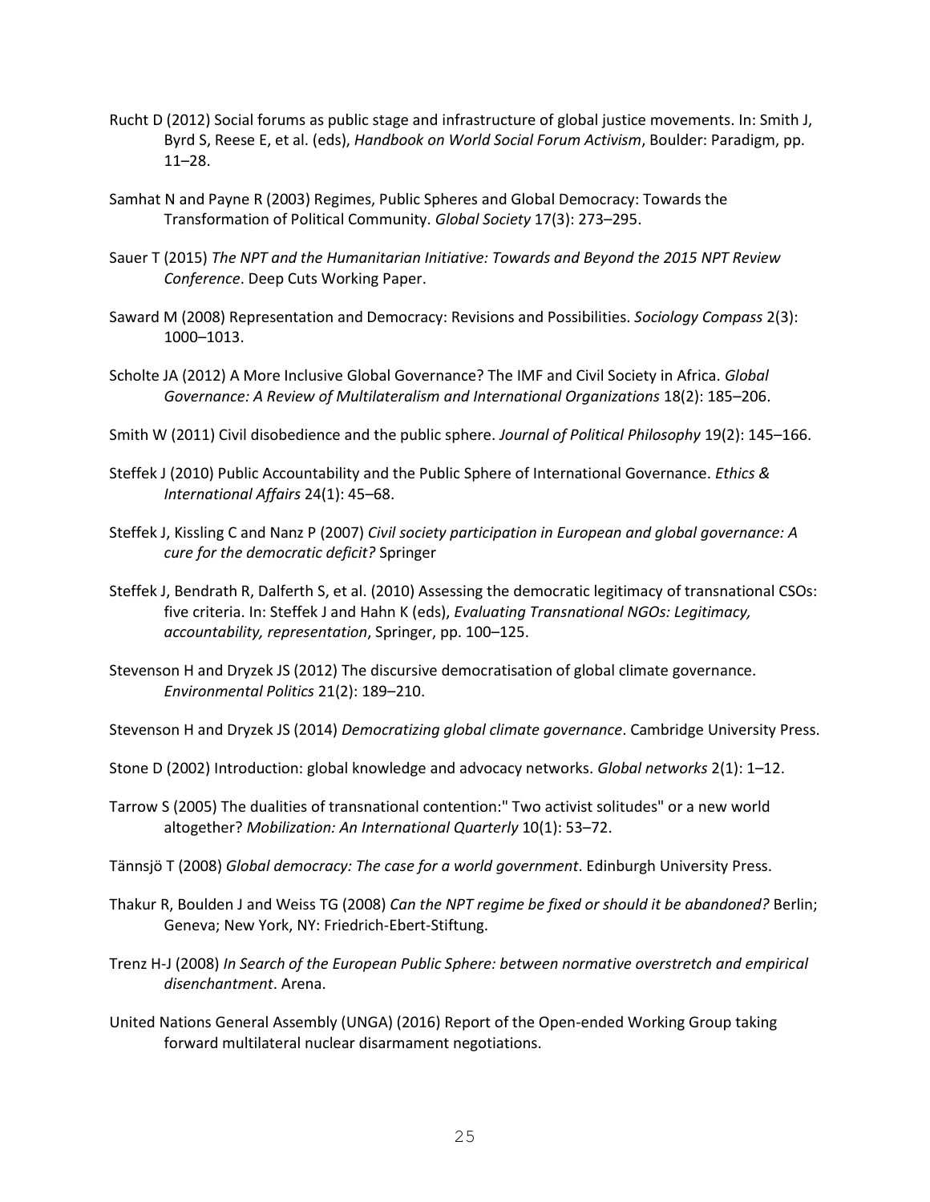Rucht D (2012) Social forums as public stage and infrastructure of global justice movements. In: Smith J, Byrd S, Reese E, et al. (eds), *Handbook on World Social Forum Activism*, Boulder: Paradigm, pp. 11–28.

Samhat N and Payne R (2003) Regimes, Public Spheres and Global Democracy: Towards the Transformation of Political Community. *Global Society* 17(3): 273–295.

Sauer T (2015) *The NPT and the Humanitarian Initiative: Towards and Beyond the 2015 NPT Review Conference*. Deep Cuts Working Paper.

Saward M (2008) Representation and Democracy: Revisions and Possibilities. *Sociology Compass* 2(3): 1000–1013.

Scholte JA (2012) A More Inclusive Global Governance? The IMF and Civil Society in Africa. *Global Governance: A Review of Multilateralism and International Organizations* 18(2): 185–206.

Smith W (2011) Civil disobedience and the public sphere. *Journal of Political Philosophy* 19(2): 145–166.

Steffek J (2010) Public Accountability and the Public Sphere of International Governance. *Ethics & International Affairs* 24(1): 45–68.

Steffek J, Kissling C and Nanz P (2007) *Civil society participation in European and global governance: A cure for the democratic deficit?* Springer

Steffek J, Bendrath R, Dalferth S, et al. (2010) Assessing the democratic legitimacy of transnational CSOs: five criteria. In: Steffek J and Hahn K (eds), *Evaluating Transnational NGOs: Legitimacy, accountability, representation*, Springer, pp. 100–125.

Stevenson H and Dryzek JS (2012) The discursive democratisation of global climate governance. *Environmental Politics* 21(2): 189–210.

Stevenson H and Dryzek JS (2014) *Democratizing global climate governance*. Cambridge University Press.

Stone D (2002) Introduction: global knowledge and advocacy networks. *Global networks* 2(1): 1–12.

Tarrow S (2005) The dualities of transnational contention:" Two activist solitudes" or a new world altogether? *Mobilization: An International Quarterly* 10(1): 53–72.

Tännsjö T (2008) *Global democracy: The case for a world government*. Edinburgh University Press.

Thakur R, Boulden J and Weiss TG (2008) *Can the NPT regime be fixed or should it be abandoned?* Berlin; Geneva; New York, NY: Friedrich-Ebert-Stiftung.

Trenz H-J (2008) *In Search of the European Public Sphere: between normative overstretch and empirical disenchantment*. Arena.

United Nations General Assembly (UNGA) (2016) Report of the Open-ended Working Group taking forward multilateral nuclear disarmament negotiations.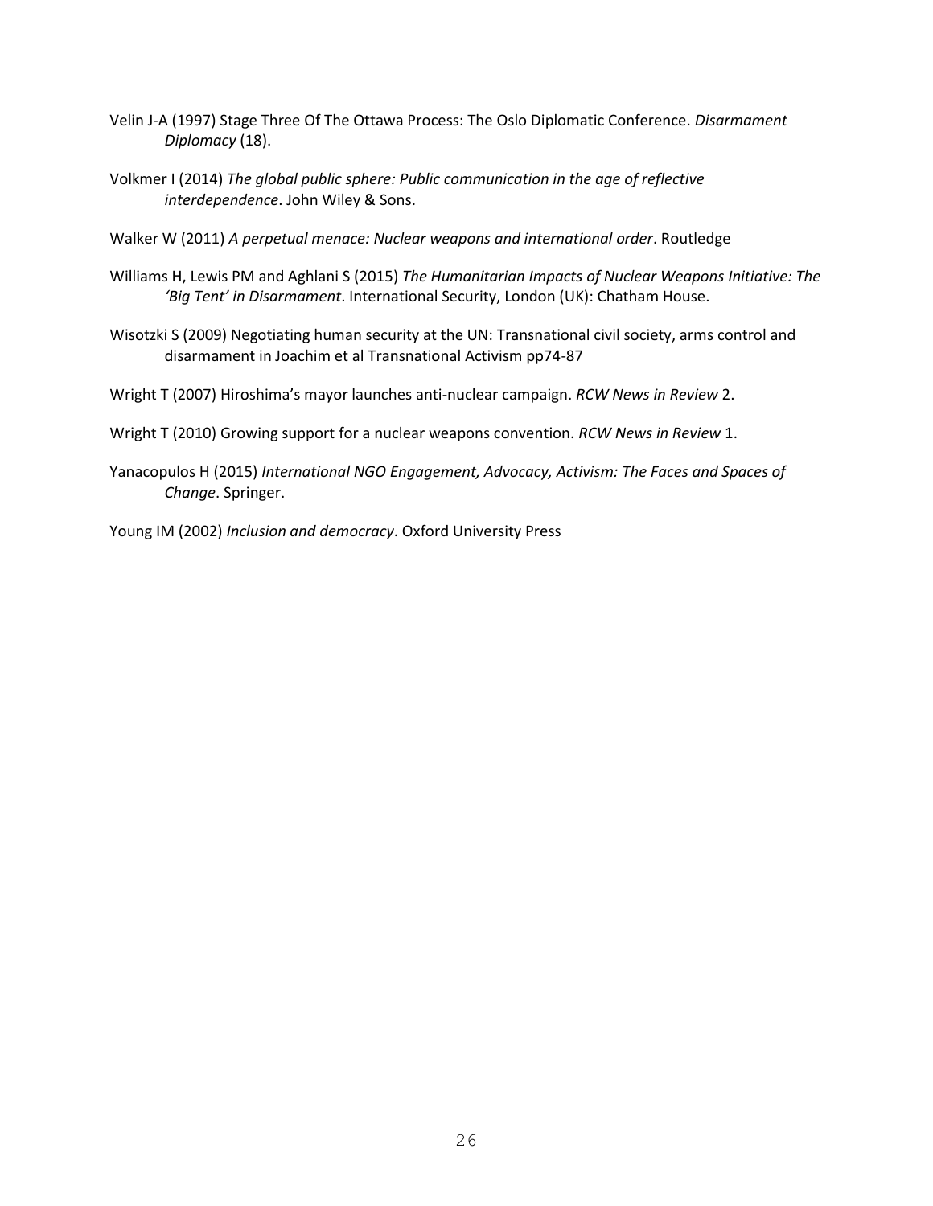Velin J-A (1997) Stage Three Of The Ottawa Process: The Oslo Diplomatic Conference. *Disarmament Diplomacy* (18).

Volkmer I (2014) *The global public sphere: Public communication in the age of reflective interdependence*. John Wiley & Sons.

Walker W (2011) *A perpetual menace: Nuclear weapons and international order*. Routledge

Williams H, Lewis PM and Aghlani S (2015) *The Humanitarian Impacts of Nuclear Weapons Initiative: The 'Big Tent' in Disarmament*. International Security, London (UK): Chatham House.

Wisotzki S (2009) Negotiating human security at the UN: Transnational civil society, arms control and disarmament in Joachim et al Transnational Activism pp74-87

Wright T (2007) Hiroshima's mayor launches anti-nuclear campaign. *RCW News in Review* 2.

Wright T (2010) Growing support for a nuclear weapons convention. *RCW News in Review* 1.

Yanacopulos H (2015) *International NGO Engagement, Advocacy, Activism: The Faces and Spaces of Change*. Springer.

Young IM (2002) *Inclusion and democracy*. Oxford University Press